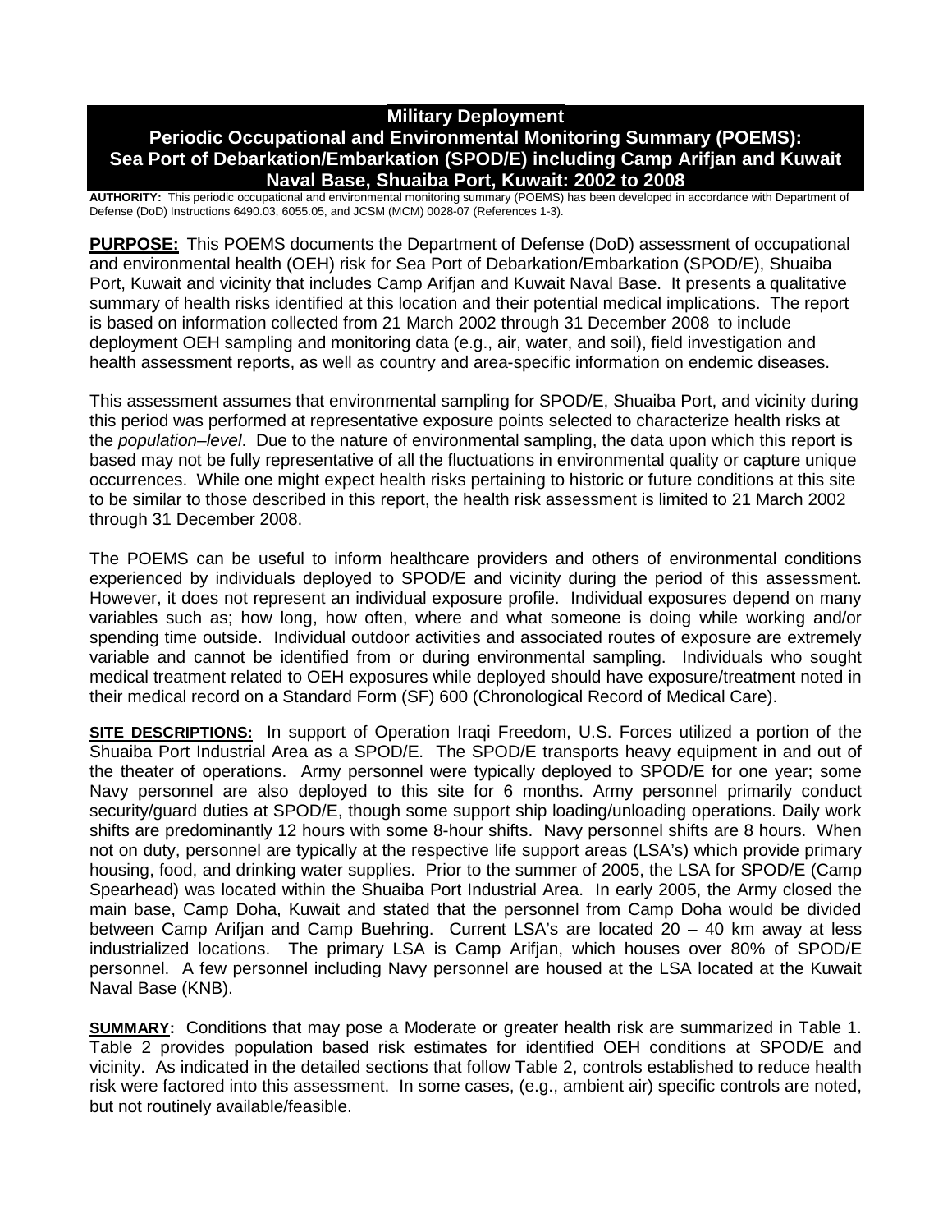# Military Deployment
## Periodic Occupational and Environmental Monitoring Summary (POEMS): Sea Port of Debarkation/Embarkation (SPOD/E) including Camp Arifjan and Kuwait Naval Base, Shuaiba Port, Kuwait: 2002 to 2008

**AUTHORITY:** This periodic occupational and environmental monitoring summary (POEMS) has been developed in accordance with Department of Defense (DoD) Instructions 6490.03, 6055.05, and JCSM (MCM) 0028-07 (References 1-3).

**PURPOSE:** This POEMS documents the Department of Defense (DoD) assessment of occupational and environmental health (OEH) risk for Sea Port of Debarkation/Embarkation (SPOD/E), Shuaiba Port, Kuwait and vicinity that includes Camp Arifjan and Kuwait Naval Base. It presents a qualitative summary of health risks identified at this location and their potential medical implications. The report is based on information collected from 21 March 2002 through 31 December 2008 to include deployment OEH sampling and monitoring data (e.g., air, water, and soil), field investigation and health assessment reports, as well as country and area-specific information on endemic diseases.

This assessment assumes that environmental sampling for SPOD/E, Shuaiba Port, and vicinity during this period was performed at representative exposure points selected to characterize health risks at the *population–level*. Due to the nature of environmental sampling, the data upon which this report is based may not be fully representative of all the fluctuations in environmental quality or capture unique occurrences. While one might expect health risks pertaining to historic or future conditions at this site to be similar to those described in this report, the health risk assessment is limited to 21 March 2002 through 31 December 2008.

The POEMS can be useful to inform healthcare providers and others of environmental conditions experienced by individuals deployed to SPOD/E and vicinity during the period of this assessment. However, it does not represent an individual exposure profile. Individual exposures depend on many variables such as; how long, how often, where and what someone is doing while working and/or spending time outside. Individual outdoor activities and associated routes of exposure are extremely variable and cannot be identified from or during environmental sampling. Individuals who sought medical treatment related to OEH exposures while deployed should have exposure/treatment noted in their medical record on a Standard Form (SF) 600 (Chronological Record of Medical Care).

**SITE DESCRIPTIONS:** In support of Operation Iraqi Freedom, U.S. Forces utilized a portion of the Shuaiba Port Industrial Area as a SPOD/E. The SPOD/E transports heavy equipment in and out of the theater of operations. Army personnel were typically deployed to SPOD/E for one year; some Navy personnel are also deployed to this site for 6 months. Army personnel primarily conduct security/guard duties at SPOD/E, though some support ship loading/unloading operations. Daily work shifts are predominantly 12 hours with some 8-hour shifts. Navy personnel shifts are 8 hours. When not on duty, personnel are typically at the respective life support areas (LSA's) which provide primary housing, food, and drinking water supplies. Prior to the summer of 2005, the LSA for SPOD/E (Camp Spearhead) was located within the Shuaiba Port Industrial Area. In early 2005, the Army closed the main base, Camp Doha, Kuwait and stated that the personnel from Camp Doha would be divided between Camp Arifjan and Camp Buehring. Current LSA's are located 20 – 40 km away at less industrialized locations. The primary LSA is Camp Arifjan, which houses over 80% of SPOD/E personnel. A few personnel including Navy personnel are housed at the LSA located at the Kuwait Naval Base (KNB).

**SUMMARY:** Conditions that may pose a Moderate or greater health risk are summarized in Table 1. Table 2 provides population based risk estimates for identified OEH conditions at SPOD/E and vicinity. As indicated in the detailed sections that follow Table 2, controls established to reduce health risk were factored into this assessment. In some cases, (e.g., ambient air) specific controls are noted, but not routinely available/feasible.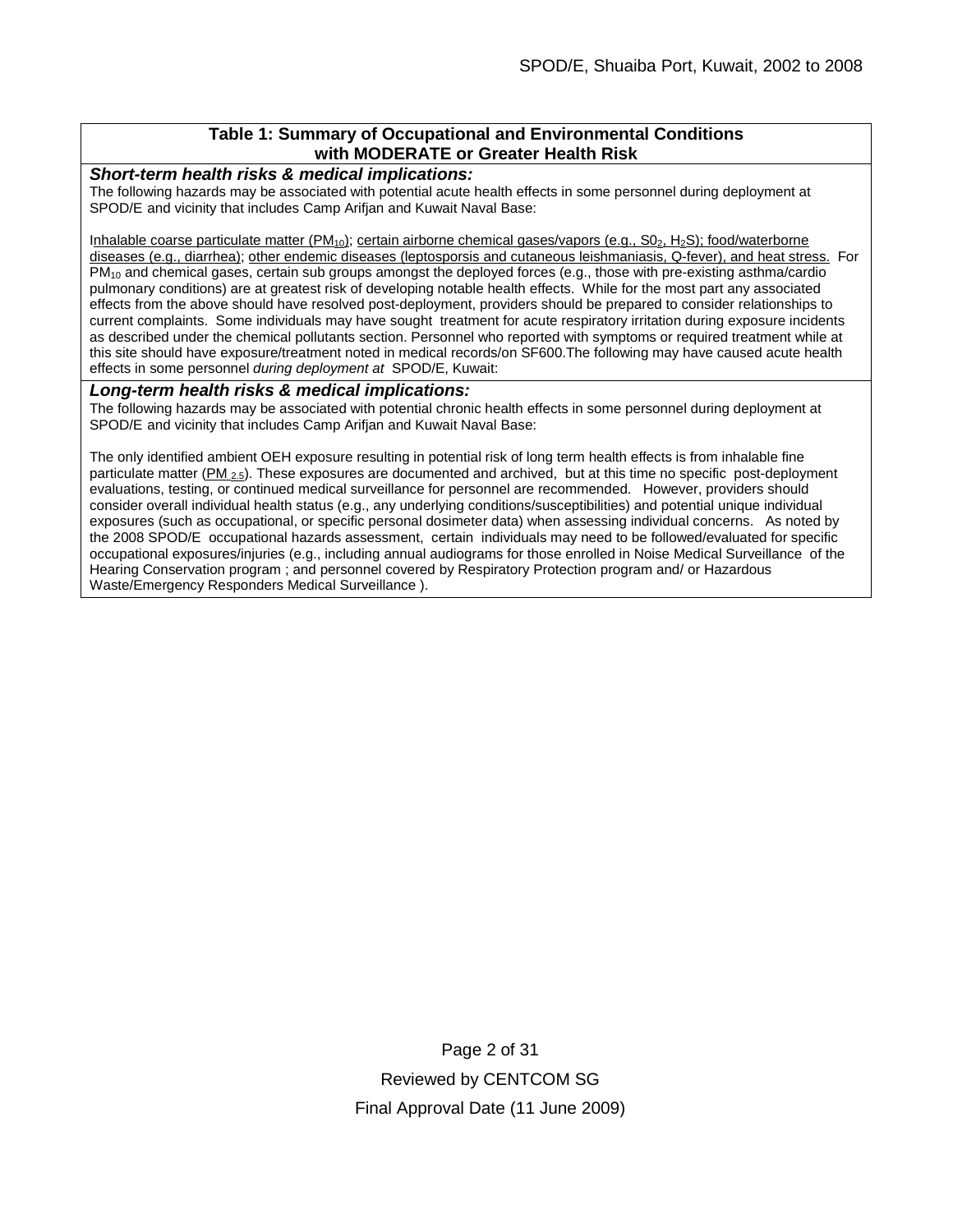**Table 1: Summary of Occupational and Environmental Conditions with MODERATE or Greater Health Risk**

***Short-term health risks & medical implications:***

The following hazards may be associated with potential acute health effects in some personnel during deployment at SPOD/E and vicinity that includes Camp Arifjan and Kuwait Naval Base:

Inhalable coarse particulate matter ($PM_{10}$); certain airborne chemical gases/vapors (e.g., $S0_2$, $H_2S$); food/waterborne diseases (e.g., diarrhea); other endemic diseases (leptosporsis and cutaneous leishmaniasis, Q-fever), and heat stress. For $PM_{10}$ and chemical gases, certain sub groups amongst the deployed forces (e.g., those with pre-existing asthma/cardio pulmonary conditions) are at greatest risk of developing notable health effects. While for the most part any associated effects from the above should have resolved post-deployment, providers should be prepared to consider relationships to current complaints. Some individuals may have sought treatment for acute respiratory irritation during exposure incidents as described under the chemical pollutants section. Personnel who reported with symptoms or required treatment while at this site should have exposure/treatment noted in medical records/on SF600.The following may have caused acute health effects in some personnel *during deployment at* SPOD/E, Kuwait:

***Long-term health risks & medical implications:***

The following hazards may be associated with potential chronic health effects in some personnel during deployment at SPOD/E and vicinity that includes Camp Arifjan and Kuwait Naval Base:

The only identified ambient OEH exposure resulting in potential risk of long term health effects is from inhalable fine particulate matter ($PM_{2.5}$). These exposures are documented and archived, but at this time no specific post-deployment evaluations, testing, or continued medical surveillance for personnel are recommended. However, providers should consider overall individual health status (e.g., any underlying conditions/susceptibilities) and potential unique individual exposures (such as occupational, or specific personal dosimeter data) when assessing individual concerns. As noted by the 2008 SPOD/E occupational hazards assessment, certain individuals may need to be followed/evaluated for specific occupational exposures/injuries (e.g., including annual audiograms for those enrolled in Noise Medical Surveillance of the Hearing Conservation program ; and personnel covered by Respiratory Protection program and/ or Hazardous Waste/Emergency Responders Medical Surveillance ).

Reviewed by CENTCOM SG

Final Approval Date (11 June 2009)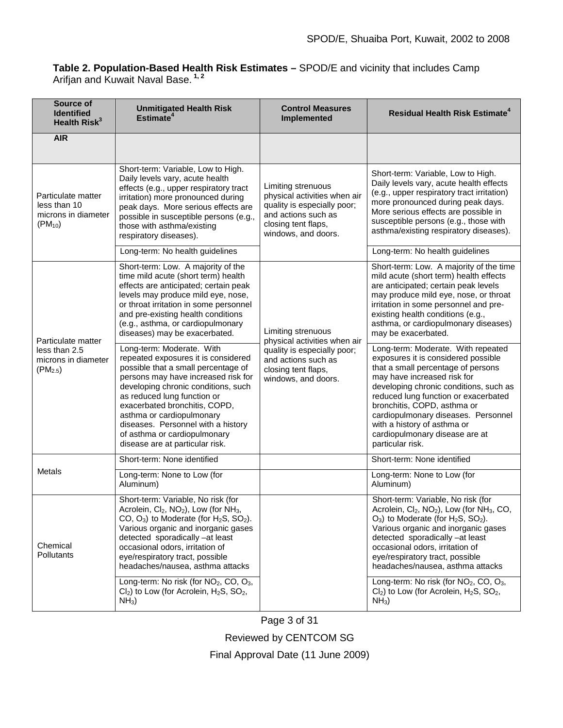**Table 2. Population-Based Health Risk Estimates –** SPOD/E and vicinity that includes Camp Arifjan and Kuwait Naval Base. [1, 2]

| Source of Identified Health Risk[3] | Unmitigated Health Risk Estimate[4] | Control Measures Implemented | Residual Health Risk Estimate[4] |
|---|---|---|---|
| **AIR** | | | |
| Particulate matter less than 10 microns in diameter ($PM_{10}$) | Short-term: Variable, Low to High. Daily levels vary, acute health effects (e.g., upper respiratory tract irritation) more pronounced during peak days. More serious effects are possible in susceptible persons (e.g., those with asthma/existing respiratory diseases). | Limiting strenuous physical activities when air quality is especially poor; and actions such as closing tent flaps, windows, and doors. | Short-term: Variable, Low to High. Daily levels vary, acute health effects (e.g., upper respiratory tract irritation) more pronounced during peak days. More serious effects are possible in susceptible persons (e.g., those with asthma/existing respiratory diseases). |
| | Long-term: No health guidelines | | Long-term: No health guidelines |
| Particulate matter less than 2.5 microns in diameter ($PM_{2.5}$) | Short-term: Low. A majority of the time mild acute (short term) health effects are anticipated; certain peak levels may produce mild eye, nose, or throat irritation in some personnel and pre-existing health conditions (e.g., asthma, or cardiopulmonary diseases) may be exacerbated. | Limiting strenuous physical activities when air quality is especially poor; and actions such as closing tent flaps, windows, and doors. | Short-term: Low. A majority of the time mild acute (short term) health effects are anticipated; certain peak levels may produce mild eye, nose, or throat irritation in some personnel and pre-existing health conditions (e.g., asthma, or cardiopulmonary diseases) may be exacerbated. |
| | Long-term: Moderate. With repeated exposures it is considered possible that a small percentage of persons may have increased risk for developing chronic conditions, such as reduced lung function or exacerbated bronchitis, COPD, asthma or cardiopulmonary diseases. Personnel with a history of asthma or cardiopulmonary disease are at particular risk. | | Long-term: Moderate. With repeated exposures it is considered possible that a small percentage of persons may have increased risk for developing chronic conditions, such as reduced lung function or exacerbated bronchitis, COPD, asthma or cardiopulmonary diseases. Personnel with a history of asthma or cardiopulmonary disease are at particular risk. |
| Metals | Short-term: None identified | | Short-term: None identified |
| | Long-term: None to Low (for Aluminum) | | Long-term: None to Low (for Aluminum) |
| Chemical Pollutants | Short-term: Variable, No risk (for Acrolein, $Cl_2$, $NO_2$), Low (for $NH_3$, CO, $O_3$) to Moderate (for $H_2S$, $SO_2$). Various organic and inorganic gases detected sporadically –at least occasional odors, irritation of eye/respiratory tract, possible headaches/nausea, asthma attacks | | Short-term: Variable, No risk (for Acrolein, $Cl_2$, $NO_2$), Low (for $NH_3$, CO, $O_3$) to Moderate (for $H_2S$, $SO_2$). Various organic and inorganic gases detected sporadically –at least occasional odors, irritation of eye/respiratory tract, possible headaches/nausea, asthma attacks |
| | Long-term: No risk (for $NO_2$, CO, $O_3$, $Cl_2$) to Low (for Acrolein, $H_2S$, $SO_2$, $NH_3$) | | Long-term: No risk (for $NO_2$, CO, $O_3$, $Cl_2$) to Low (for Acrolein, $H_2S$, $SO_2$, $NH_3$) |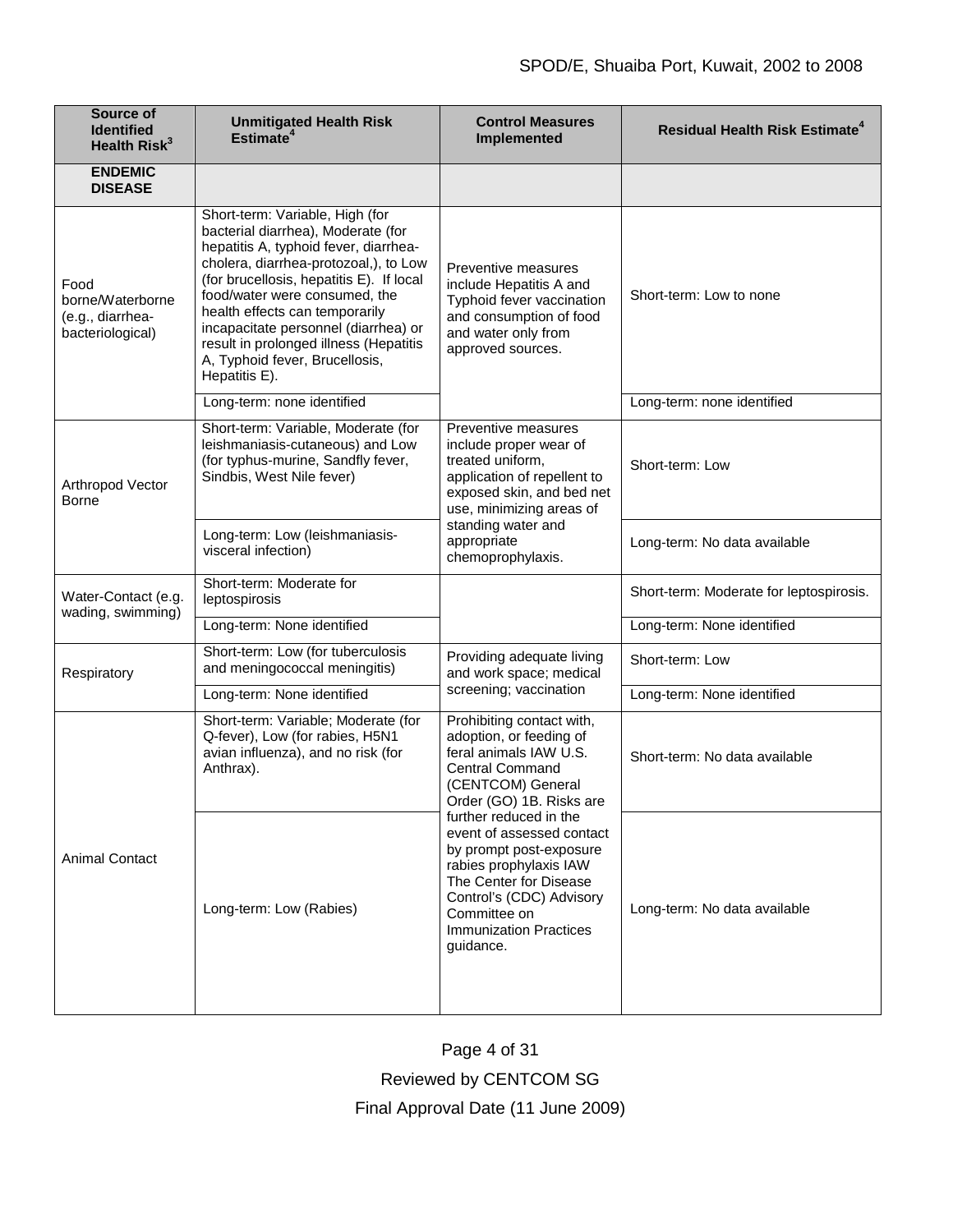| Source of Identified Health Risk[3] | Unmitigated Health Risk Estimate[4] | Control Measures Implemented | Residual Health Risk Estimate[4] |
|---|---|---|---|
| **ENDEMIC DISEASE** | | | |
| Food borne/Waterborne (e.g., diarrhea-bacteriological) | Short-term: Variable, High (for bacterial diarrhea), Moderate (for hepatitis A, typhoid fever, diarrhea-cholera, diarrhea-protozoal,), to Low (for brucellosis, hepatitis E). If local food/water were consumed, the health effects can temporarily incapacitate personnel (diarrhea) or result in prolonged illness (Hepatitis A, Typhoid fever, Brucellosis, Hepatitis E). | Preventive measures include Hepatitis A and Typhoid fever vaccination and consumption of food and water only from approved sources. | Short-term: Low to none |
| | Long-term: none identified | | Long-term: none identified |
| Arthropod Vector Borne | Short-term: Variable, Moderate (for leishmaniasis-cutaneous) and Low (for typhus-murine, Sandfly fever, Sindbis, West Nile fever) | Preventive measures include proper wear of treated uniform, application of repellent to exposed skin, and bed net use, minimizing areas of standing water and appropriate chemoprophylaxis. | Short-term: Low |
| | Long-term: Low (leishmaniasis-visceral infection) | | Long-term: No data available |
| Water-Contact (e.g. wading, swimming) | Short-term: Moderate for leptospirosis | | Short-term: Moderate for leptospirosis. |
| | Long-term: None identified | | Long-term: None identified |
| Respiratory | Short-term: Low (for tuberculosis and meningococcal meningitis) | Providing adequate living and work space; medical screening; vaccination | Short-term: Low |
| | Long-term: None identified | | Long-term: None identified |
| Animal Contact | Short-term: Variable; Moderate (for Q-fever), Low (for rabies, H5N1 avian influenza), and no risk (for Anthrax). | Prohibiting contact with, adoption, or feeding of feral animals IAW U.S. Central Command (CENTCOM) General Order (GO) 1B. Risks are further reduced in the event of assessed contact by prompt post-exposure rabies prophylaxis IAW The Center for Disease Control's (CDC) Advisory Committee on Immunization Practices guidance. | Short-term: No data available |
| | Long-term: Low (Rabies) | | Long-term: No data available |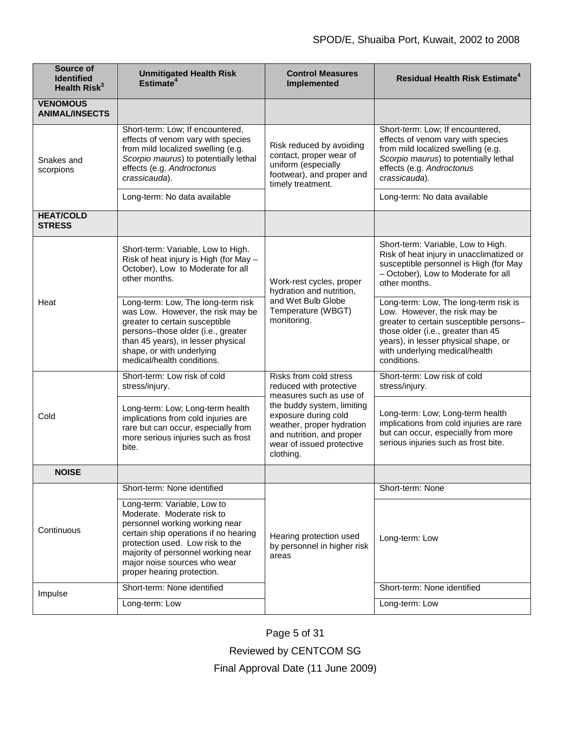| Source of Identified Health Risk[3] | Unmitigated Health Risk Estimate[4] | Control Measures Implemented | Residual Health Risk Estimate[4] |
|---|---|---|---|
| **VENOMOUS ANIMAL/INSECTS** | | | |
| Snakes and scorpions | Short-term: Low; If encountered, effects of venom vary with species from mild localized swelling (e.g. *Scorpio maurus*) to potentially lethal effects (e.g. *Androctonus crassicauda*). | Risk reduced by avoiding contact, proper wear of uniform (especially footwear), and proper and timely treatment. | Short-term: Low; If encountered, effects of venom vary with species from mild localized swelling (e.g. *Scorpio maurus*) to potentially lethal effects (e.g. *Androctonus crassicauda*). |
| | Long-term: No data available | | Long-term: No data available |
| **HEAT/COLD STRESS** | | | |
| Heat | Short-term: Variable, Low to High. Risk of heat injury is High (for May – October), Low to Moderate for all other months. | Work-rest cycles, proper hydration and nutrition, and Wet Bulb Globe Temperature (WBGT) monitoring. | Short-term: Variable, Low to High. Risk of heat injury in unacclimatized or susceptible personnel is High (for May – October), Low to Moderate for all other months. |
| | Long-term: Low, The long-term risk was Low. However, the risk may be greater to certain susceptible persons–those older (i.e., greater than 45 years), in lesser physical shape, or with underlying medical/health conditions. | | Long-term: Low, The long-term risk is Low. However, the risk may be greater to certain susceptible persons–those older (i.e., greater than 45 years), in lesser physical shape, or with underlying medical/health conditions. |
| Cold | Short-term: Low risk of cold stress/injury. | Risks from cold stress reduced with protective measures such as use of the buddy system, limiting exposure during cold weather, proper hydration and nutrition, and proper wear of issued protective clothing. | Short-term: Low risk of cold stress/injury. |
| | Long-term: Low; Long-term health implications from cold injuries are rare but can occur, especially from more serious injuries such as frost bite. | | Long-term: Low; Long-term health implications from cold injuries are rare but can occur, especially from more serious injuries such as frost bite. |
| **NOISE** | | | |
| Continuous | Short-term: None identified | Hearing protection used by personnel in higher risk areas | Short-term: None |
| | Long-term: Variable, Low to Moderate. Moderate risk to personnel working working near certain ship operations if no hearing protection used. Low risk to the majority of personnel working near major noise sources who wear proper hearing protection. | | Long-term: Low |
| Impulse | Short-term: None identified | | Short-term: None identified |
| | Long-term: Low | | Long-term: Low |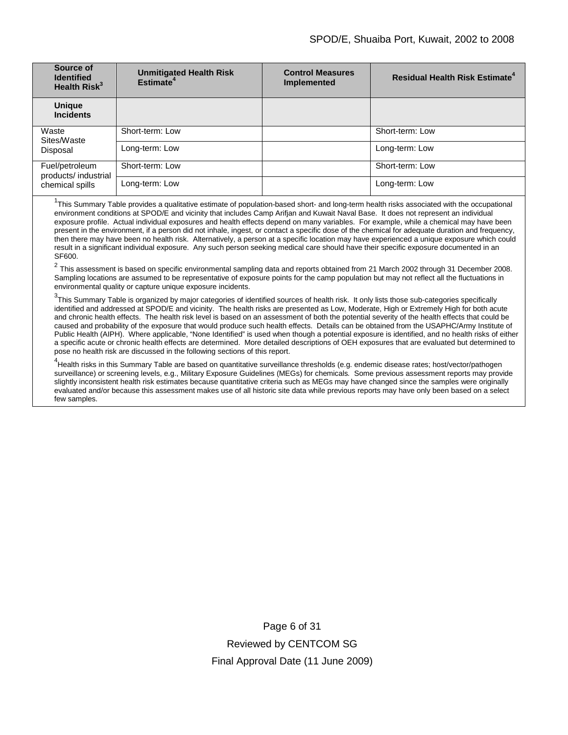| Source of Identified Health Risk[3] | Unmitigated Health Risk Estimate[4] | Control Measures Implemented | Residual Health Risk Estimate[4] |
|---|---|---|---|
| **Unique Incidents** | | | |
| Waste Sites/Waste Disposal | Short-term: Low | | Short-term: Low |
| | Long-term: Low | | Long-term: Low |
| Fuel/petroleum products/ industrial chemical spills | Short-term: Low | | Short-term: Low |
| | Long-term: Low | | Long-term: Low |

[1]This Summary Table provides a qualitative estimate of population-based short- and long-term health risks associated with the occupational environment conditions at SPOD/E and vicinity that includes Camp Arifjan and Kuwait Naval Base. It does not represent an individual exposure profile. Actual individual exposures and health effects depend on many variables. For example, while a chemical may have been present in the environment, if a person did not inhale, ingest, or contact a specific dose of the chemical for adequate duration and frequency, then there may have been no health risk. Alternatively, a person at a specific location may have experienced a unique exposure which could result in a significant individual exposure. Any such person seeking medical care should have their specific exposure documented in an SF600.

[2] This assessment is based on specific environmental sampling data and reports obtained from 21 March 2002 through 31 December 2008. Sampling locations are assumed to be representative of exposure points for the camp population but may not reflect all the fluctuations in environmental quality or capture unique exposure incidents.

[3]This Summary Table is organized by major categories of identified sources of health risk. It only lists those sub-categories specifically identified and addressed at SPOD/E and vicinity. The health risks are presented as Low, Moderate, High or Extremely High for both acute and chronic health effects. The health risk level is based on an assessment of both the potential severity of the health effects that could be caused and probability of the exposure that would produce such health effects. Details can be obtained from the USAPHC/Army Institute of Public Health (AIPH). Where applicable, "None Identified" is used when though a potential exposure is identified, and no health risks of either a specific acute or chronic health effects are determined. More detailed descriptions of OEH exposures that are evaluated but determined to pose no health risk are discussed in the following sections of this report.

[4]Health risks in this Summary Table are based on quantitative surveillance thresholds (e.g. endemic disease rates; host/vector/pathogen surveillance) or screening levels, e.g., Military Exposure Guidelines (MEGs) for chemicals*.* Some previous assessment reports may provide slightly inconsistent health risk estimates because quantitative criteria such as MEGs may have changed since the samples were originally evaluated and/or because this assessment makes use of all historic site data while previous reports may have only been based on a select few samples.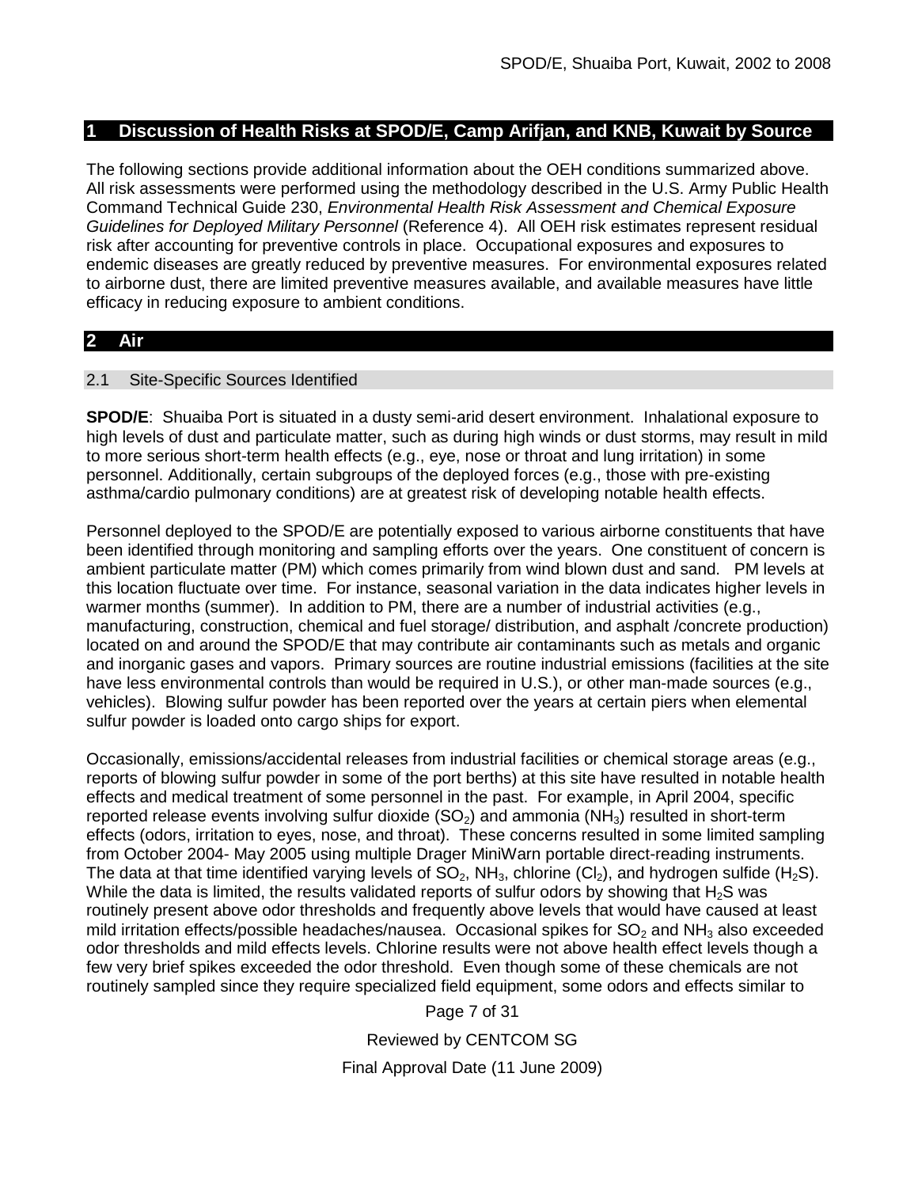## 1 Discussion of Health Risks at SPOD/E, Camp Arifjan, and KNB, Kuwait by Source

The following sections provide additional information about the OEH conditions summarized above. All risk assessments were performed using the methodology described in the U.S. Army Public Health Command Technical Guide 230, *Environmental Health Risk Assessment and Chemical Exposure Guidelines for Deployed Military Personnel* (Reference 4). All OEH risk estimates represent residual risk after accounting for preventive controls in place. Occupational exposures and exposures to endemic diseases are greatly reduced by preventive measures. For environmental exposures related to airborne dust, there are limited preventive measures available, and available measures have little efficacy in reducing exposure to ambient conditions.

## 2 Air

### 2.1 Site-Specific Sources Identified

**SPOD/E**: Shuaiba Port is situated in a dusty semi-arid desert environment. Inhalational exposure to high levels of dust and particulate matter, such as during high winds or dust storms, may result in mild to more serious short-term health effects (e.g., eye, nose or throat and lung irritation) in some personnel. Additionally, certain subgroups of the deployed forces (e.g., those with pre-existing asthma/cardio pulmonary conditions) are at greatest risk of developing notable health effects.

Personnel deployed to the SPOD/E are potentially exposed to various airborne constituents that have been identified through monitoring and sampling efforts over the years. One constituent of concern is ambient particulate matter (PM) which comes primarily from wind blown dust and sand. PM levels at this location fluctuate over time. For instance, seasonal variation in the data indicates higher levels in warmer months (summer). In addition to PM, there are a number of industrial activities (e.g., manufacturing, construction, chemical and fuel storage/ distribution, and asphalt /concrete production) located on and around the SPOD/E that may contribute air contaminants such as metals and organic and inorganic gases and vapors. Primary sources are routine industrial emissions (facilities at the site have less environmental controls than would be required in U.S.), or other man-made sources (e.g., vehicles). Blowing sulfur powder has been reported over the years at certain piers when elemental sulfur powder is loaded onto cargo ships for export.

Occasionally, emissions/accidental releases from industrial facilities or chemical storage areas (e.g., reports of blowing sulfur powder in some of the port berths) at this site have resulted in notable health effects and medical treatment of some personnel in the past. For example, in April 2004, specific reported release events involving sulfur dioxide ($SO_2$) and ammonia ($NH_3$) resulted in short-term effects (odors, irritation to eyes, nose, and throat). These concerns resulted in some limited sampling from October 2004- May 2005 using multiple Drager MiniWarn portable direct-reading instruments. The data at that time identified varying levels of $SO_2$, $NH_3$, chlorine ($Cl_2$), and hydrogen sulfide ($H_2S$). While the data is limited, the results validated reports of sulfur odors by showing that $H_2S$ was routinely present above odor thresholds and frequently above levels that would have caused at least mild irritation effects/possible headaches/nausea. Occasional spikes for $SO_2$ and $NH_3$ also exceeded odor thresholds and mild effects levels. Chlorine results were not above health effect levels though a few very brief spikes exceeded the odor threshold. Even though some of these chemicals are not routinely sampled since they require specialized field equipment, some odors and effects similar to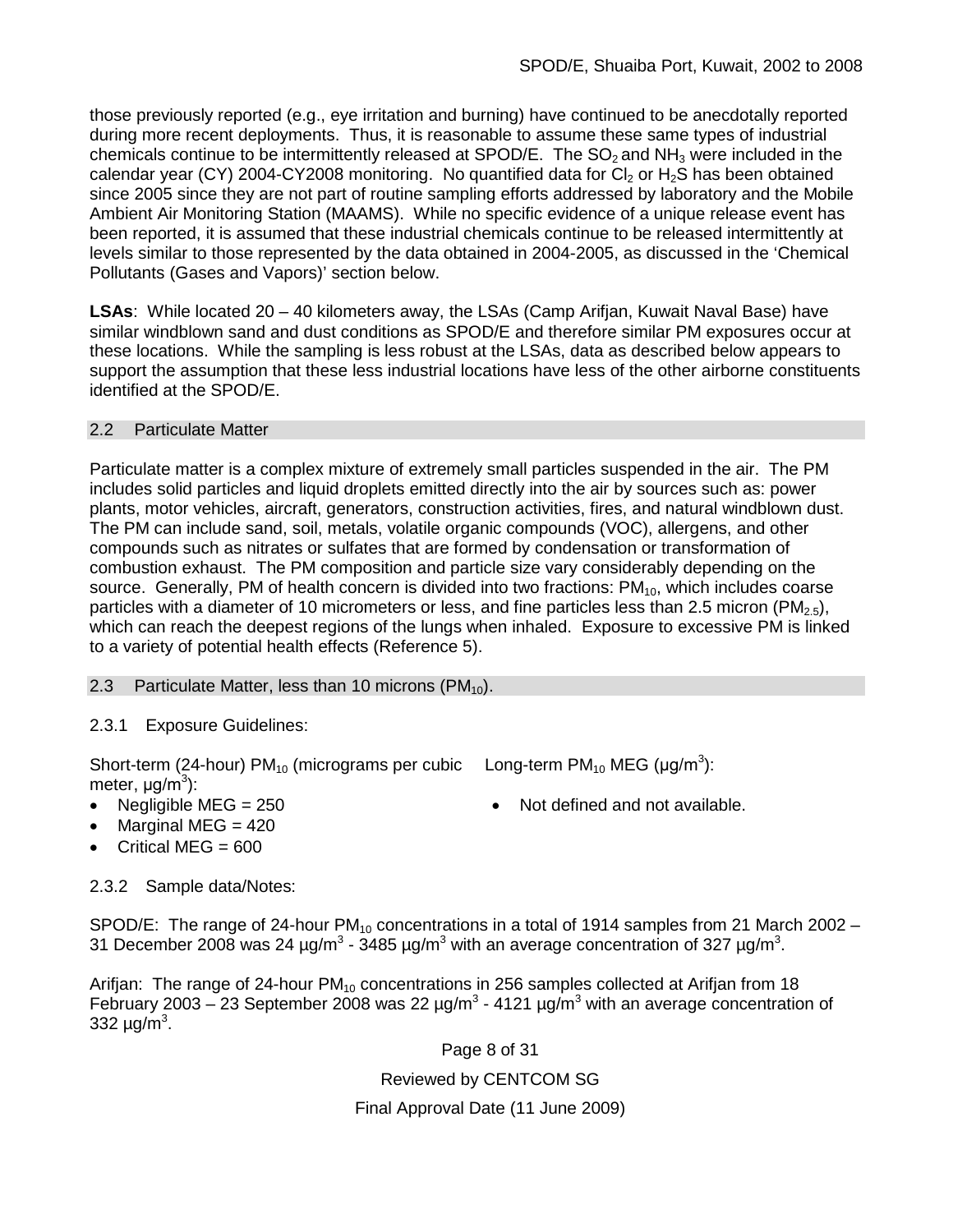those previously reported (e.g., eye irritation and burning) have continued to be anecdotally reported during more recent deployments. Thus, it is reasonable to assume these same types of industrial chemicals continue to be intermittently released at SPOD/E. The $SO_2$ and $NH_3$ were included in the calendar year (CY) 2004-CY2008 monitoring. No quantified data for $Cl_2$ or $H_2S$ has been obtained since 2005 since they are not part of routine sampling efforts addressed by laboratory and the Mobile Ambient Air Monitoring Station (MAAMS). While no specific evidence of a unique release event has been reported, it is assumed that these industrial chemicals continue to be released intermittently at levels similar to those represented by the data obtained in 2004-2005, as discussed in the 'Chemical Pollutants (Gases and Vapors)' section below.

**LSAs**: While located 20 – 40 kilometers away, the LSAs (Camp Arifjan, Kuwait Naval Base) have similar windblown sand and dust conditions as SPOD/E and therefore similar PM exposures occur at these locations. While the sampling is less robust at the LSAs, data as described below appears to support the assumption that these less industrial locations have less of the other airborne constituents identified at the SPOD/E.

## 2.2 Particulate Matter

Particulate matter is a complex mixture of extremely small particles suspended in the air. The PM includes solid particles and liquid droplets emitted directly into the air by sources such as: power plants, motor vehicles, aircraft, generators, construction activities, fires, and natural windblown dust. The PM can include sand, soil, metals, volatile organic compounds (VOC), allergens, and other compounds such as nitrates or sulfates that are formed by condensation or transformation of combustion exhaust. The PM composition and particle size vary considerably depending on the source. Generally, PM of health concern is divided into two fractions: $PM_{10}$, which includes coarse particles with a diameter of 10 micrometers or less, and fine particles less than 2.5 micron ($PM_{2.5}$), which can reach the deepest regions of the lungs when inhaled. Exposure to excessive PM is linked to a variety of potential health effects (Reference 5).

## 2.3 Particulate Matter, less than 10 microns ($PM_{10}$).

### 2.3.1 Exposure Guidelines:

Short-term (24-hour) $PM_{10}$ (micrograms per cubic meter, $\mu g/m^3$):

- Negligible MEG = 250
- Marginal MEG = 420
- Critical MEG = 600

Long-term $PM_{10}$ MEG ($\mu g/m^3$):

- Not defined and not available.

### 2.3.2 Sample data/Notes:

SPOD/E: The range of 24-hour $PM_{10}$ concentrations in a total of 1914 samples from 21 March 2002 – 31 December 2008 was 24 $\mu g/m^3$ - 3485 $\mu g/m^3$ with an average concentration of 327 $\mu g/m^3$.

Arifjan: The range of 24-hour $PM_{10}$ concentrations in 256 samples collected at Arifjan from 18 February 2003 – 23 September 2008 was 22 $\mu g/m^3$ - 4121 $\mu g/m^3$ with an average concentration of 332 $\mu g/m^3$.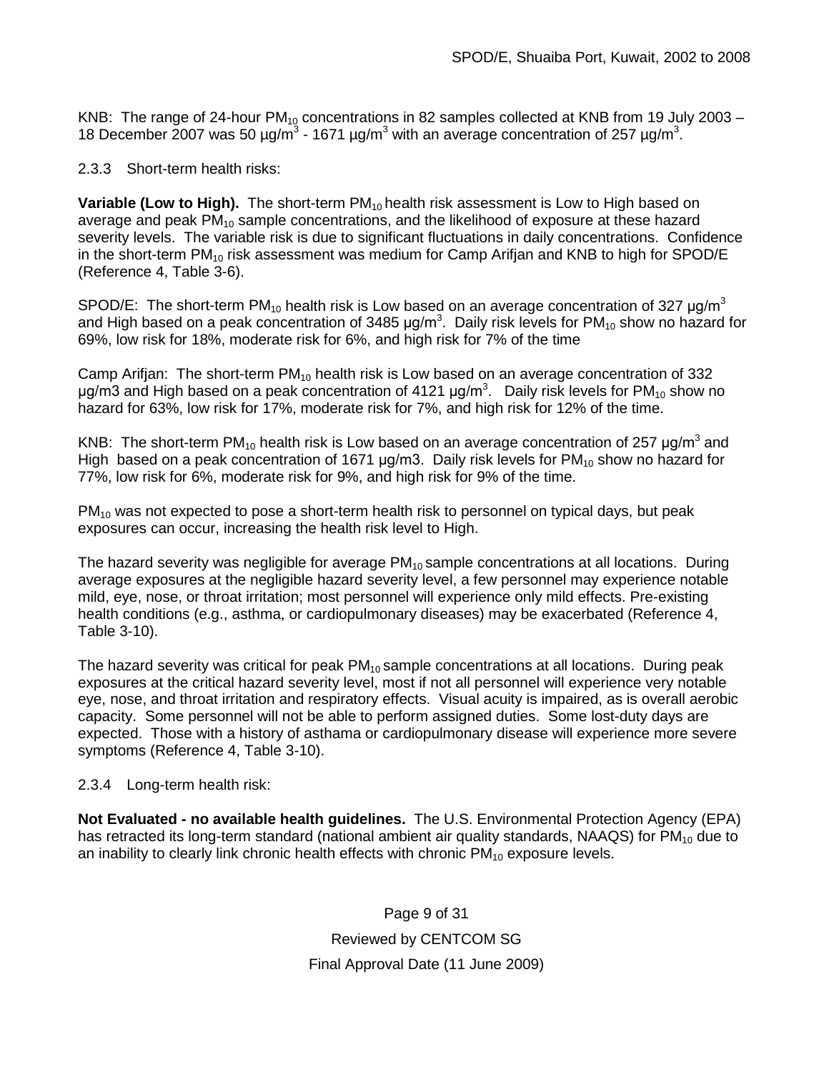KNB: The range of 24-hour $PM_{10}$ concentrations in 82 samples collected at KNB from 19 July 2003 – 18 December 2007 was 50 µg/m$^3$ - 1671 µg/m$^3$ with an average concentration of 257 µg/m$^3$.

2.3.3 Short-term health risks:

**Variable (Low to High).** The short-term $PM_{10}$ health risk assessment is Low to High based on average and peak $PM_{10}$ sample concentrations, and the likelihood of exposure at these hazard severity levels. The variable risk is due to significant fluctuations in daily concentrations. Confidence in the short-term $PM_{10}$ risk assessment was medium for Camp Arifjan and KNB to high for SPOD/E (Reference 4, Table 3-6).

SPOD/E: The short-term $PM_{10}$ health risk is Low based on an average concentration of 327 µg/m$^3$ and High based on a peak concentration of 3485 µg/m$^3$. Daily risk levels for $PM_{10}$ show no hazard for 69%, low risk for 18%, moderate risk for 6%, and high risk for 7% of the time

Camp Arifjan: The short-term $PM_{10}$ health risk is Low based on an average concentration of 332 µg/m3 and High based on a peak concentration of 4121 µg/m$^3$. Daily risk levels for $PM_{10}$ show no hazard for 63%, low risk for 17%, moderate risk for 7%, and high risk for 12% of the time.

KNB: The short-term $PM_{10}$ health risk is Low based on an average concentration of 257 µg/m$^3$ and High based on a peak concentration of 1671 µg/m3. Daily risk levels for $PM_{10}$ show no hazard for 77%, low risk for 6%, moderate risk for 9%, and high risk for 9% of the time.

$PM_{10}$ was not expected to pose a short-term health risk to personnel on typical days, but peak exposures can occur, increasing the health risk level to High.

The hazard severity was negligible for average $PM_{10}$ sample concentrations at all locations. During average exposures at the negligible hazard severity level, a few personnel may experience notable mild, eye, nose, or throat irritation; most personnel will experience only mild effects. Pre-existing health conditions (e.g., asthma, or cardiopulmonary diseases) may be exacerbated (Reference 4, Table 3-10).

The hazard severity was critical for peak $PM_{10}$ sample concentrations at all locations. During peak exposures at the critical hazard severity level, most if not all personnel will experience very notable eye, nose, and throat irritation and respiratory effects. Visual acuity is impaired, as is overall aerobic capacity. Some personnel will not be able to perform assigned duties. Some lost-duty days are expected. Those with a history of asthama or cardiopulmonary disease will experience more severe symptoms (Reference 4, Table 3-10).

2.3.4 Long-term health risk:

**Not Evaluated - no available health guidelines.** The U.S. Environmental Protection Agency (EPA) has retracted its long-term standard (national ambient air quality standards, NAAQS) for $PM_{10}$ due to an inability to clearly link chronic health effects with chronic $PM_{10}$ exposure levels.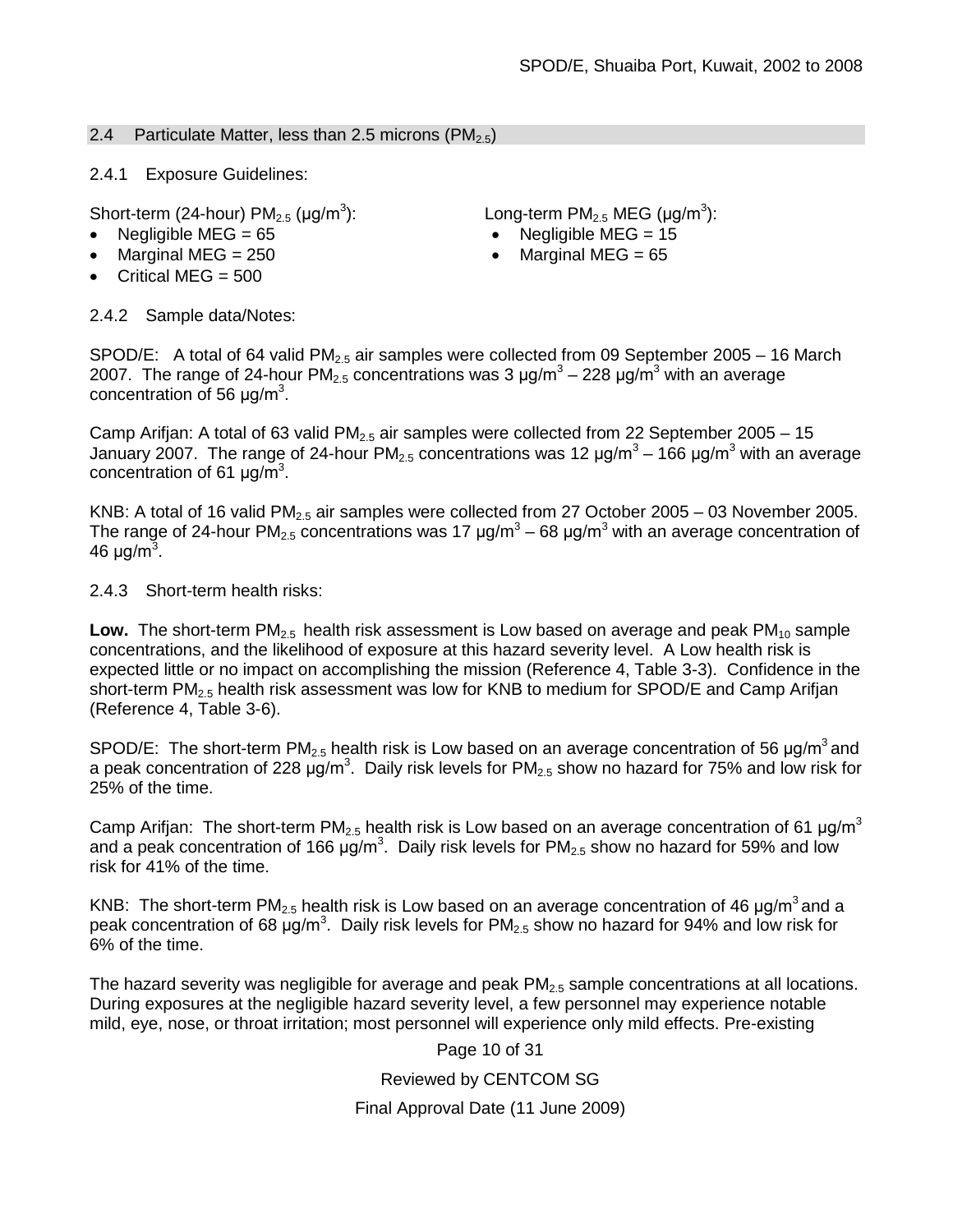### 2.4 Particulate Matter, less than 2.5 microns ($PM_{2.5}$)

#### 2.4.1 Exposure Guidelines:

Short-term (24-hour) $PM_{2.5}$ (μg/m$^3$):

- Negligible MEG = 65
- Marginal MEG = 250
- Critical MEG = 500

Long-term $PM_{2.5}$ MEG (μg/m$^3$):

- Negligible MEG = 15
- Marginal MEG = 65

#### 2.4.2 Sample data/Notes:

SPOD/E: A total of 64 valid $PM_{2.5}$ air samples were collected from 09 September 2005 – 16 March 2007. The range of 24-hour $PM_{2.5}$ concentrations was 3 μg/m$^3$ – 228 μg/m$^3$ with an average concentration of 56 μg/m$^3$.

Camp Arifjan: A total of 63 valid $PM_{2.5}$ air samples were collected from 22 September 2005 – 15 January 2007. The range of 24-hour $PM_{2.5}$ concentrations was 12 μg/m$^3$ – 166 μg/m$^3$ with an average concentration of 61 μg/m$^3$.

KNB: A total of 16 valid $PM_{2.5}$ air samples were collected from 27 October 2005 – 03 November 2005. The range of 24-hour $PM_{2.5}$ concentrations was 17 μg/m$^3$ – 68 μg/m$^3$ with an average concentration of 46 μg/m$^3$.

#### 2.4.3 Short-term health risks:

**Low.** The short-term $PM_{2.5}$ health risk assessment is Low based on average and peak $PM_{10}$ sample concentrations, and the likelihood of exposure at this hazard severity level. A Low health risk is expected little or no impact on accomplishing the mission (Reference 4, Table 3-3). Confidence in the short-term $PM_{2.5}$ health risk assessment was low for KNB to medium for SPOD/E and Camp Arifjan (Reference 4, Table 3-6).

SPOD/E: The short-term $PM_{2.5}$ health risk is Low based on an average concentration of 56 μg/m$^3$ and a peak concentration of 228 μg/m$^3$. Daily risk levels for $PM_{2.5}$ show no hazard for 75% and low risk for 25% of the time.

Camp Arifjan: The short-term $PM_{2.5}$ health risk is Low based on an average concentration of 61 μg/m$^3$ and a peak concentration of 166 μg/m$^3$. Daily risk levels for $PM_{2.5}$ show no hazard for 59% and low risk for 41% of the time.

KNB: The short-term $PM_{2.5}$ health risk is Low based on an average concentration of 46 μg/m$^3$ and a peak concentration of 68 μg/m$^3$. Daily risk levels for $PM_{2.5}$ show no hazard for 94% and low risk for 6% of the time.

The hazard severity was negligible for average and peak $PM_{2.5}$ sample concentrations at all locations. During exposures at the negligible hazard severity level, a few personnel may experience notable mild, eye, nose, or throat irritation; most personnel will experience only mild effects. Pre-existing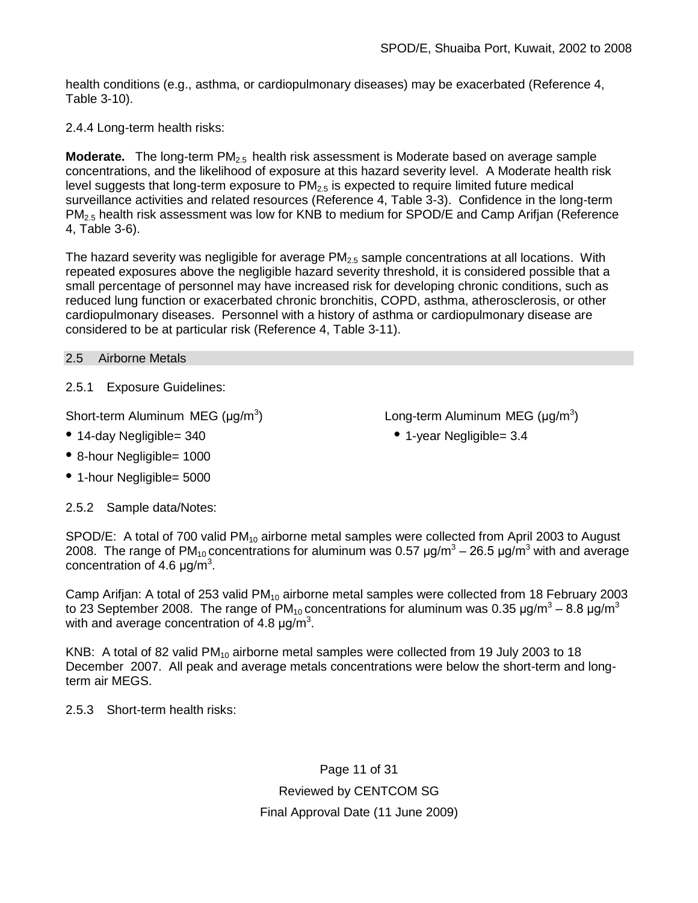health conditions (e.g., asthma, or cardiopulmonary diseases) may be exacerbated (Reference 4, Table 3-10).

2.4.4 Long-term health risks:

**Moderate.** The long-term $PM_{2.5}$ health risk assessment is Moderate based on average sample concentrations, and the likelihood of exposure at this hazard severity level. A Moderate health risk level suggests that long-term exposure to $PM_{2.5}$ is expected to require limited future medical surveillance activities and related resources (Reference 4, Table 3-3). Confidence in the long-term $PM_{2.5}$ health risk assessment was low for KNB to medium for SPOD/E and Camp Arifjan (Reference 4, Table 3-6).

The hazard severity was negligible for average $PM_{2.5}$ sample concentrations at all locations. With repeated exposures above the negligible hazard severity threshold, it is considered possible that a small percentage of personnel may have increased risk for developing chronic conditions, such as reduced lung function or exacerbated chronic bronchitis, COPD, asthma, atherosclerosis, or other cardiopulmonary diseases. Personnel with a history of asthma or cardiopulmonary disease are considered to be at particular risk (Reference 4, Table 3-11).

## 2.5 Airborne Metals

2.5.1 Exposure Guidelines:

Short-term Aluminum MEG (µg/m$^3$)

- 14-day Negligible= 340
- 8-hour Negligible= 1000
- 1-hour Negligible= 5000

Long-term Aluminum MEG (µg/m$^3$)

- 1-year Negligible= 3.4

2.5.2 Sample data/Notes:

SPOD/E: A total of 700 valid $PM_{10}$ airborne metal samples were collected from April 2003 to August 2008. The range of $PM_{10}$ concentrations for aluminum was 0.57 µg/m$^3$ – 26.5 µg/m$^3$ with and average concentration of 4.6 µg/m$^3$.

Camp Arifjan: A total of 253 valid $PM_{10}$ airborne metal samples were collected from 18 February 2003 to 23 September 2008. The range of $PM_{10}$ concentrations for aluminum was 0.35 µg/m$^3$ – 8.8 µg/m$^3$ with and average concentration of 4.8 µg/m$^3$.

KNB: A total of 82 valid $PM_{10}$ airborne metal samples were collected from 19 July 2003 to 18 December 2007. All peak and average metals concentrations were below the short-term and long-term air MEGS.

2.5.3 Short-term health risks: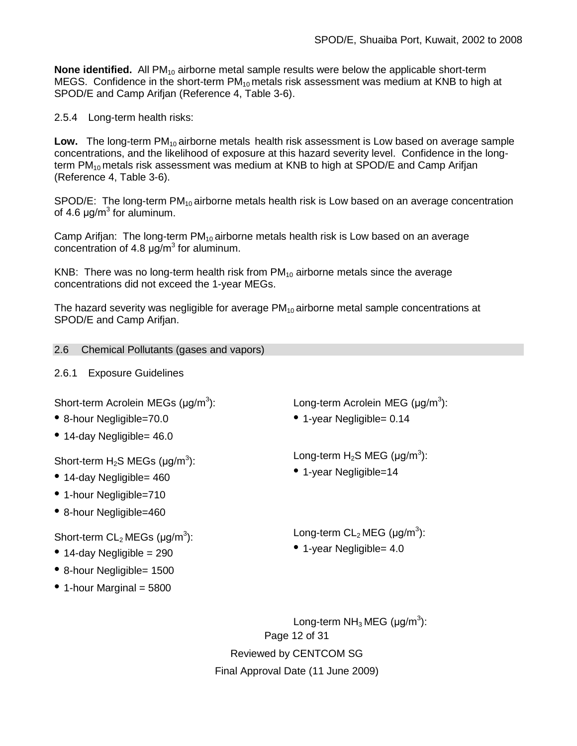**None identified.** All $PM_{10}$ airborne metal sample results were below the applicable short-term MEGS. Confidence in the short-term $PM_{10}$ metals risk assessment was medium at KNB to high at SPOD/E and Camp Arifjan (Reference 4, Table 3-6).

2.5.4 Long-term health risks:

**Low.** The long-term $PM_{10}$ airborne metals health risk assessment is Low based on average sample concentrations, and the likelihood of exposure at this hazard severity level. Confidence in the long-term $PM_{10}$ metals risk assessment was medium at KNB to high at SPOD/E and Camp Arifjan (Reference 4, Table 3-6).

SPOD/E: The long-term $PM_{10}$ airborne metals health risk is Low based on an average concentration of 4.6 μg/m$^3$ for aluminum.

Camp Arifjan: The long-term $PM_{10}$ airborne metals health risk is Low based on an average concentration of 4.8 μg/m$^3$ for aluminum.

KNB: There was no long-term health risk from $PM_{10}$ airborne metals since the average concentrations did not exceed the 1-year MEGs.

The hazard severity was negligible for average $PM_{10}$ airborne metal sample concentrations at SPOD/E and Camp Arifjan.

## 2.6 Chemical Pollutants (gases and vapors)

2.6.1 Exposure Guidelines

Short-term Acrolein MEGs (μg/m$^3$):

- 8-hour Negligible=70.0
- 14-day Negligible= 46.0

Short-term $H_2S$ MEGs (μg/m$^3$):

- 14-day Negligible= 460
- 1-hour Negligible=710
- 8-hour Negligible=460

Short-term $CL_2$ MEGs (μg/m$^3$):

- 14-day Negligible = 290
- 8-hour Negligible= 1500
- 1-hour Marginal = 5800

Long-term Acrolein MEG (μg/m$^3$):

- 1-year Negligible= 0.14

Long-term $H_2S$ MEG (μg/m$^3$):

- 1-year Negligible=14

Long-term $CL_2$ MEG (μg/m$^3$):

- 1-year Negligible= 4.0

Long-term $NH_3$ MEG (μg/m$^3$):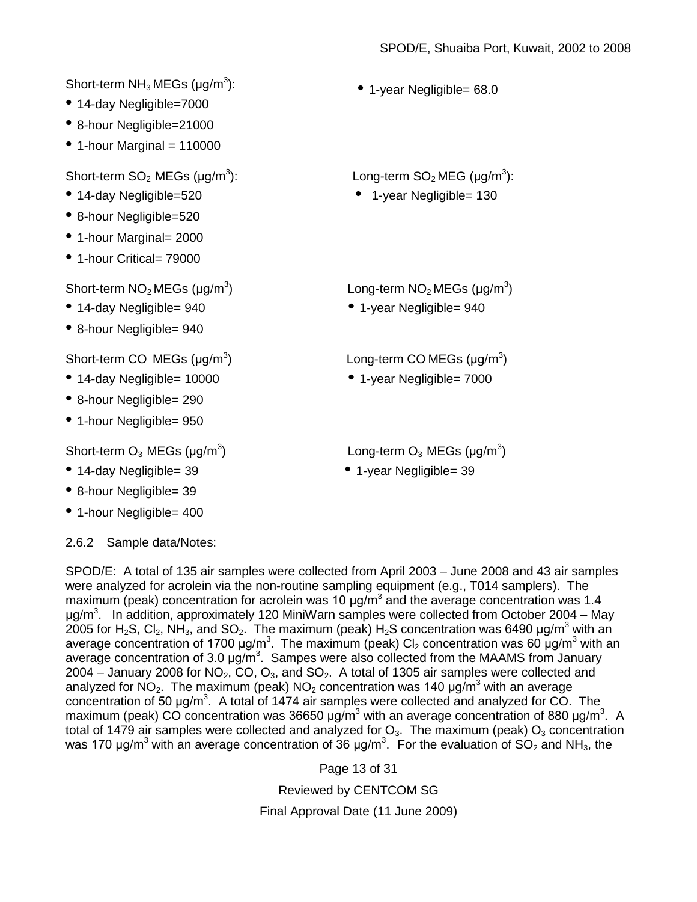Short-term $NH_3$ MEGs (μg/m$^3$):

- 14-day Negligible=7000
- 8-hour Negligible=21000
- 1-hour Marginal = 110000

- 1-year Negligible= 68.0

Short-term $SO_2$ MEGs (μg/m$^3$):

- 14-day Negligible=520
- 8-hour Negligible=520
- 1-hour Marginal= 2000
- 1-hour Critical= 79000

Long-term $SO_2$ MEG (μg/m$^3$):

- 1-year Negligible= 130

Short-term $NO_2$ MEGs (μg/m$^3$)

- 14-day Negligible= 940
- 8-hour Negligible= 940

Long-term $NO_2$ MEGs (μg/m$^3$)

- 1-year Negligible= 940

Short-term CO MEGs (μg/m$^3$)

- 14-day Negligible= 10000
- 8-hour Negligible= 290
- 1-hour Negligible= 950

Long-term CO MEGs (μg/m$^3$)

- 1-year Negligible= 7000

Short-term $O_3$ MEGs (μg/m$^3$)

- 14-day Negligible= 39
- 8-hour Negligible= 39
- 1-hour Negligible= 400

Long-term $O_3$ MEGs (μg/m$^3$)

- 1-year Negligible= 39

### 2.6.2 Sample data/Notes:

SPOD/E: A total of 135 air samples were collected from April 2003 – June 2008 and 43 air samples were analyzed for acrolein via the non-routine sampling equipment (e.g., T014 samplers). The maximum (peak) concentration for acrolein was 10 μg/m$^3$ and the average concentration was 1.4 μg/m$^3$. In addition, approximately 120 MiniWarn samples were collected from October 2004 – May 2005 for $H_2S$, $Cl_2$, $NH_3$, and $SO_2$. The maximum (peak) $H_2S$ concentration was 6490 μg/m$^3$ with an average concentration of 1700 μg/m$^3$. The maximum (peak) $Cl_2$ concentration was 60 μg/m$^3$ with an average concentration of 3.0 μg/m$^3$. Sampes were also collected from the MAAMS from January 2004 – January 2008 for $NO_2$, CO, $O_3$, and $SO_2$. A total of 1305 air samples were collected and analyzed for $NO_2$. The maximum (peak) $NO_2$ concentration was 140 μg/m$^3$ with an average concentration of 50 μg/m$^3$. A total of 1474 air samples were collected and analyzed for CO. The maximum (peak) CO concentration was 36650 μg/m$^3$ with an average concentration of 880 μg/m$^3$. A total of 1479 air samples were collected and analyzed for $O_3$. The maximum (peak) $O_3$ concentration was 170 μg/m$^3$ with an average concentration of 36 μg/m$^3$. For the evaluation of $SO_2$ and $NH_3$, the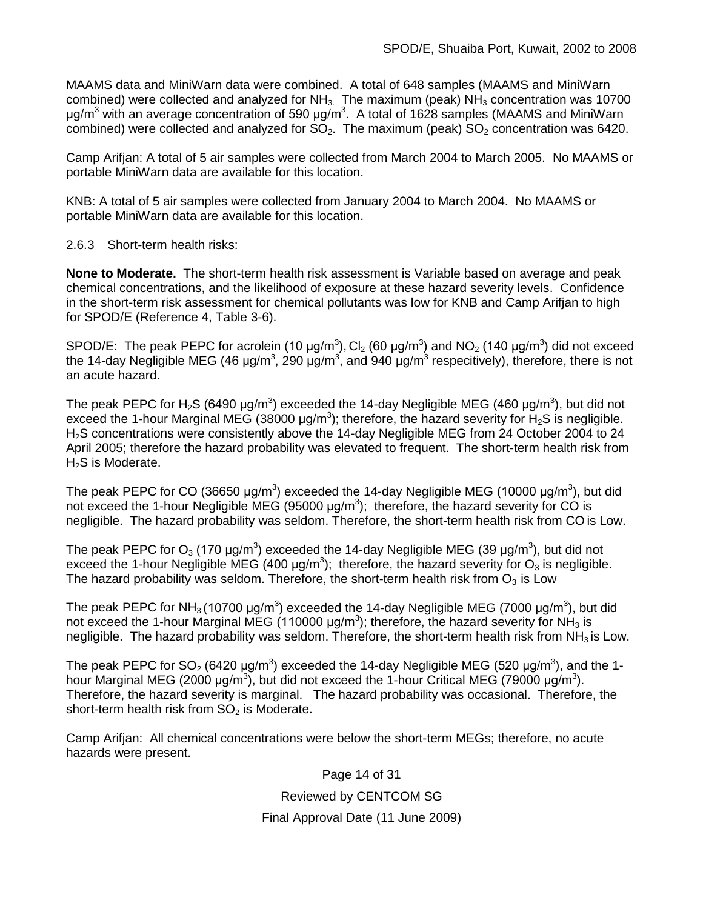MAAMS data and MiniWarn data were combined. A total of 648 samples (MAAMS and MiniWarn combined) were collected and analyzed for $NH_3$. The maximum (peak) $NH_3$ concentration was 10700 µg/m$^3$ with an average concentration of 590 µg/m$^3$. A total of 1628 samples (MAAMS and MiniWarn combined) were collected and analyzed for $SO_2$. The maximum (peak) $SO_2$ concentration was 6420.

Camp Arifjan: A total of 5 air samples were collected from March 2004 to March 2005. No MAAMS or portable MiniWarn data are available for this location.

KNB: A total of 5 air samples were collected from January 2004 to March 2004. No MAAMS or portable MiniWarn data are available for this location.

2.6.3 Short-term health risks:

**None to Moderate.** The short-term health risk assessment is Variable based on average and peak chemical concentrations, and the likelihood of exposure at these hazard severity levels. Confidence in the short-term risk assessment for chemical pollutants was low for KNB and Camp Arifjan to high for SPOD/E (Reference 4, Table 3-6).

SPOD/E: The peak PEPC for acrolein (10 µg/m$^3$), $Cl_2$ (60 µg/m$^3$) and $NO_2$ (140 µg/m$^3$) did not exceed the 14-day Negligible MEG (46 µg/m$^3$, 290 µg/m$^3$, and 940 µg/m$^3$ respecitively), therefore, there is not an acute hazard.

The peak PEPC for $H_2S$ (6490 µg/m$^3$) exceeded the 14-day Negligible MEG (460 µg/m$^3$), but did not exceed the 1-hour Marginal MEG (38000 µg/m$^3$); therefore, the hazard severity for $H_2S$ is negligible. $H_2S$ concentrations were consistently above the 14-day Negligible MEG from 24 October 2004 to 24 April 2005; therefore the hazard probability was elevated to frequent. The short-term health risk from $H_2S$ is Moderate.

The peak PEPC for CO (36650 µg/m$^3$) exceeded the 14-day Negligible MEG (10000 µg/m$^3$), but did not exceed the 1-hour Negligible MEG (95000 µg/m$^3$); therefore, the hazard severity for CO is negligible. The hazard probability was seldom. Therefore, the short-term health risk from CO is Low.

The peak PEPC for $O_3$ (170 µg/m$^3$) exceeded the 14-day Negligible MEG (39 µg/m$^3$), but did not exceed the 1-hour Negligible MEG (400 µg/m$^3$); therefore, the hazard severity for $O_3$ is negligible. The hazard probability was seldom. Therefore, the short-term health risk from $O_3$ is Low

The peak PEPC for $NH_3$ (10700 µg/m$^3$) exceeded the 14-day Negligible MEG (7000 µg/m$^3$), but did not exceed the 1-hour Marginal MEG (110000 µg/m$^3$); therefore, the hazard severity for $NH_3$ is negligible. The hazard probability was seldom. Therefore, the short-term health risk from $NH_3$ is Low.

The peak PEPC for $SO_2$ (6420 µg/m$^3$) exceeded the 14-day Negligible MEG (520 µg/m$^3$), and the 1-hour Marginal MEG (2000 µg/m$^3$), but did not exceed the 1-hour Critical MEG (79000 µg/m$^3$). Therefore, the hazard severity is marginal. The hazard probability was occasional. Therefore, the short-term health risk from $SO_2$ is Moderate.

Camp Arifjan: All chemical concentrations were below the short-term MEGs; therefore, no acute hazards were present.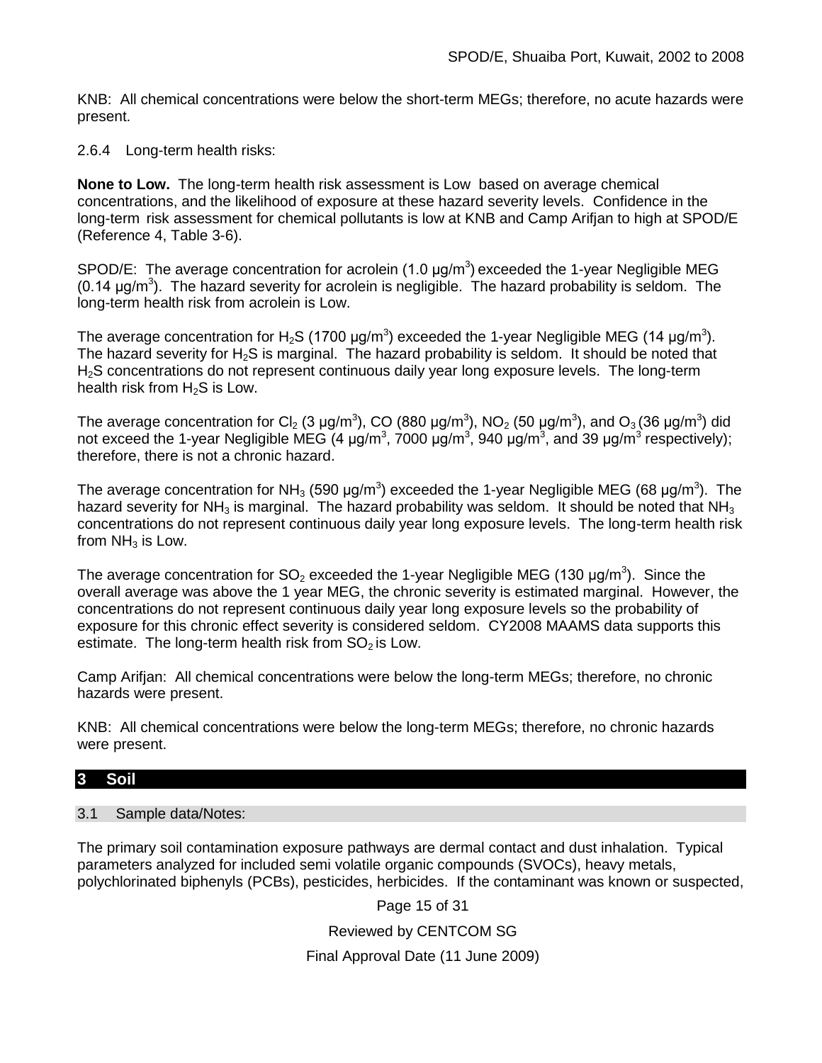KNB: All chemical concentrations were below the short-term MEGs; therefore, no acute hazards were present.

2.6.4 Long-term health risks:

**None to Low.** The long-term health risk assessment is Low based on average chemical concentrations, and the likelihood of exposure at these hazard severity levels. Confidence in the long-term risk assessment for chemical pollutants is low at KNB and Camp Arifjan to high at SPOD/E (Reference 4, Table 3-6).

SPOD/E: The average concentration for acrolein (1.0 μg/m$^3$) exceeded the 1-year Negligible MEG (0.14 μg/m$^3$). The hazard severity for acrolein is negligible. The hazard probability is seldom. The long-term health risk from acrolein is Low.

The average concentration for $H_2S$ (1700 μg/m$^3$) exceeded the 1-year Negligible MEG (14 μg/m$^3$). The hazard severity for $H_2S$ is marginal. The hazard probability is seldom. It should be noted that $H_2S$ concentrations do not represent continuous daily year long exposure levels. The long-term health risk from $H_2S$ is Low.

The average concentration for $Cl_2$ (3 μg/m$^3$), CO (880 μg/m$^3$), $NO_2$ (50 μg/m$^3$), and $O_3$ (36 μg/m$^3$) did not exceed the 1-year Negligible MEG (4 μg/m$^3$, 7000 μg/m$^3$, 940 μg/m$^3$, and 39 μg/m$^3$ respectively); therefore, there is not a chronic hazard.

The average concentration for $NH_3$ (590 μg/m$^3$) exceeded the 1-year Negligible MEG (68 μg/m$^3$). The hazard severity for $NH_3$ is marginal. The hazard probability was seldom. It should be noted that $NH_3$ concentrations do not represent continuous daily year long exposure levels. The long-term health risk from $NH_3$ is Low.

The average concentration for $SO_2$ exceeded the 1-year Negligible MEG (130 μg/m$^3$). Since the overall average was above the 1 year MEG, the chronic severity is estimated marginal. However, the concentrations do not represent continuous daily year long exposure levels so the probability of exposure for this chronic effect severity is considered seldom. CY2008 MAAMS data supports this estimate. The long-term health risk from $SO_2$ is Low.

Camp Arifjan: All chemical concentrations were below the long-term MEGs; therefore, no chronic hazards were present.

KNB: All chemical concentrations were below the long-term MEGs; therefore, no chronic hazards were present.

## 3 Soil

### 3.1 Sample data/Notes:

The primary soil contamination exposure pathways are dermal contact and dust inhalation. Typical parameters analyzed for included semi volatile organic compounds (SVOCs), heavy metals, polychlorinated biphenyls (PCBs), pesticides, herbicides. If the contaminant was known or suspected,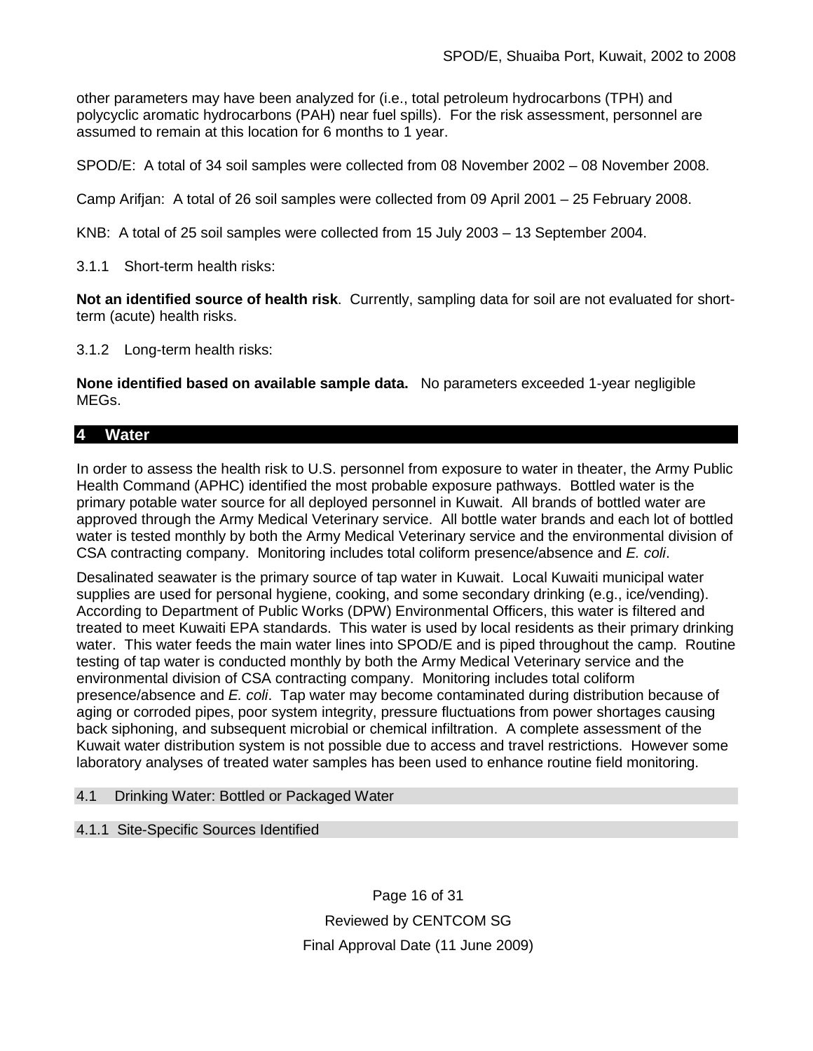other parameters may have been analyzed for (i.e., total petroleum hydrocarbons (TPH) and polycyclic aromatic hydrocarbons (PAH) near fuel spills). For the risk assessment, personnel are assumed to remain at this location for 6 months to 1 year.

SPOD/E: A total of 34 soil samples were collected from 08 November 2002 – 08 November 2008.

Camp Arifjan: A total of 26 soil samples were collected from 09 April 2001 – 25 February 2008.

KNB: A total of 25 soil samples were collected from 15 July 2003 – 13 September 2004.

#### 3.1.1 Short-term health risks:

**Not an identified source of health risk**. Currently, sampling data for soil are not evaluated for short-term (acute) health risks.

#### 3.1.2 Long-term health risks:

**None identified based on available sample data.** No parameters exceeded 1-year negligible MEGs.

## 4 Water

In order to assess the health risk to U.S. personnel from exposure to water in theater, the Army Public Health Command (APHC) identified the most probable exposure pathways. Bottled water is the primary potable water source for all deployed personnel in Kuwait. All brands of bottled water are approved through the Army Medical Veterinary service. All bottle water brands and each lot of bottled water is tested monthly by both the Army Medical Veterinary service and the environmental division of CSA contracting company. Monitoring includes total coliform presence/absence and *E. coli*.

Desalinated seawater is the primary source of tap water in Kuwait. Local Kuwaiti municipal water supplies are used for personal hygiene, cooking, and some secondary drinking (e.g., ice/vending). According to Department of Public Works (DPW) Environmental Officers, this water is filtered and treated to meet Kuwaiti EPA standards. This water is used by local residents as their primary drinking water. This water feeds the main water lines into SPOD/E and is piped throughout the camp. Routine testing of tap water is conducted monthly by both the Army Medical Veterinary service and the environmental division of CSA contracting company. Monitoring includes total coliform presence/absence and *E. coli*. Tap water may become contaminated during distribution because of aging or corroded pipes, poor system integrity, pressure fluctuations from power shortages causing back siphoning, and subsequent microbial or chemical infiltration. A complete assessment of the Kuwait water distribution system is not possible due to access and travel restrictions. However some laboratory analyses of treated water samples has been used to enhance routine field monitoring.

### 4.1 Drinking Water: Bottled or Packaged Water

#### 4.1.1 Site-Specific Sources Identified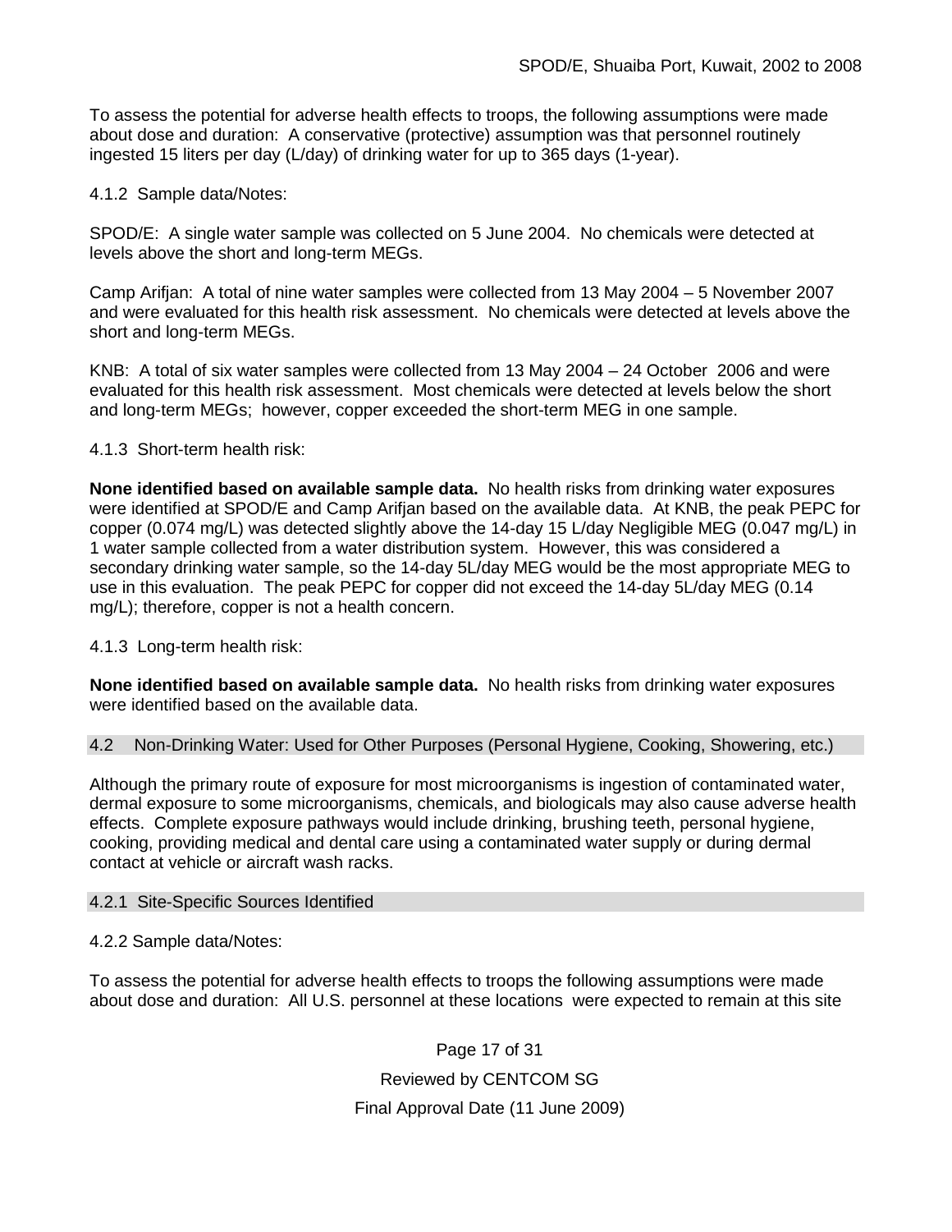To assess the potential for adverse health effects to troops, the following assumptions were made about dose and duration: A conservative (protective) assumption was that personnel routinely ingested 15 liters per day (L/day) of drinking water for up to 365 days (1-year).

4.1.2 Sample data/Notes:

SPOD/E: A single water sample was collected on 5 June 2004. No chemicals were detected at levels above the short and long-term MEGs.

Camp Arifjan: A total of nine water samples were collected from 13 May 2004 – 5 November 2007 and were evaluated for this health risk assessment. No chemicals were detected at levels above the short and long-term MEGs.

KNB: A total of six water samples were collected from 13 May 2004 – 24 October 2006 and were evaluated for this health risk assessment. Most chemicals were detected at levels below the short and long-term MEGs; however, copper exceeded the short-term MEG in one sample.

4.1.3 Short-term health risk:

**None identified based on available sample data.** No health risks from drinking water exposures were identified at SPOD/E and Camp Arifjan based on the available data. At KNB, the peak PEPC for copper (0.074 mg/L) was detected slightly above the 14-day 15 L/day Negligible MEG (0.047 mg/L) in 1 water sample collected from a water distribution system. However, this was considered a secondary drinking water sample, so the 14-day 5L/day MEG would be the most appropriate MEG to use in this evaluation. The peak PEPC for copper did not exceed the 14-day 5L/day MEG (0.14 mg/L); therefore, copper is not a health concern.

4.1.3 Long-term health risk:

**None identified based on available sample data.** No health risks from drinking water exposures were identified based on the available data.

### 4.2 Non-Drinking Water: Used for Other Purposes (Personal Hygiene, Cooking, Showering, etc.)

Although the primary route of exposure for most microorganisms is ingestion of contaminated water, dermal exposure to some microorganisms, chemicals, and biologicals may also cause adverse health effects. Complete exposure pathways would include drinking, brushing teeth, personal hygiene, cooking, providing medical and dental care using a contaminated water supply or during dermal contact at vehicle or aircraft wash racks.

#### 4.2.1 Site-Specific Sources Identified

4.2.2 Sample data/Notes:

To assess the potential for adverse health effects to troops the following assumptions were made about dose and duration: All U.S. personnel at these locations were expected to remain at this site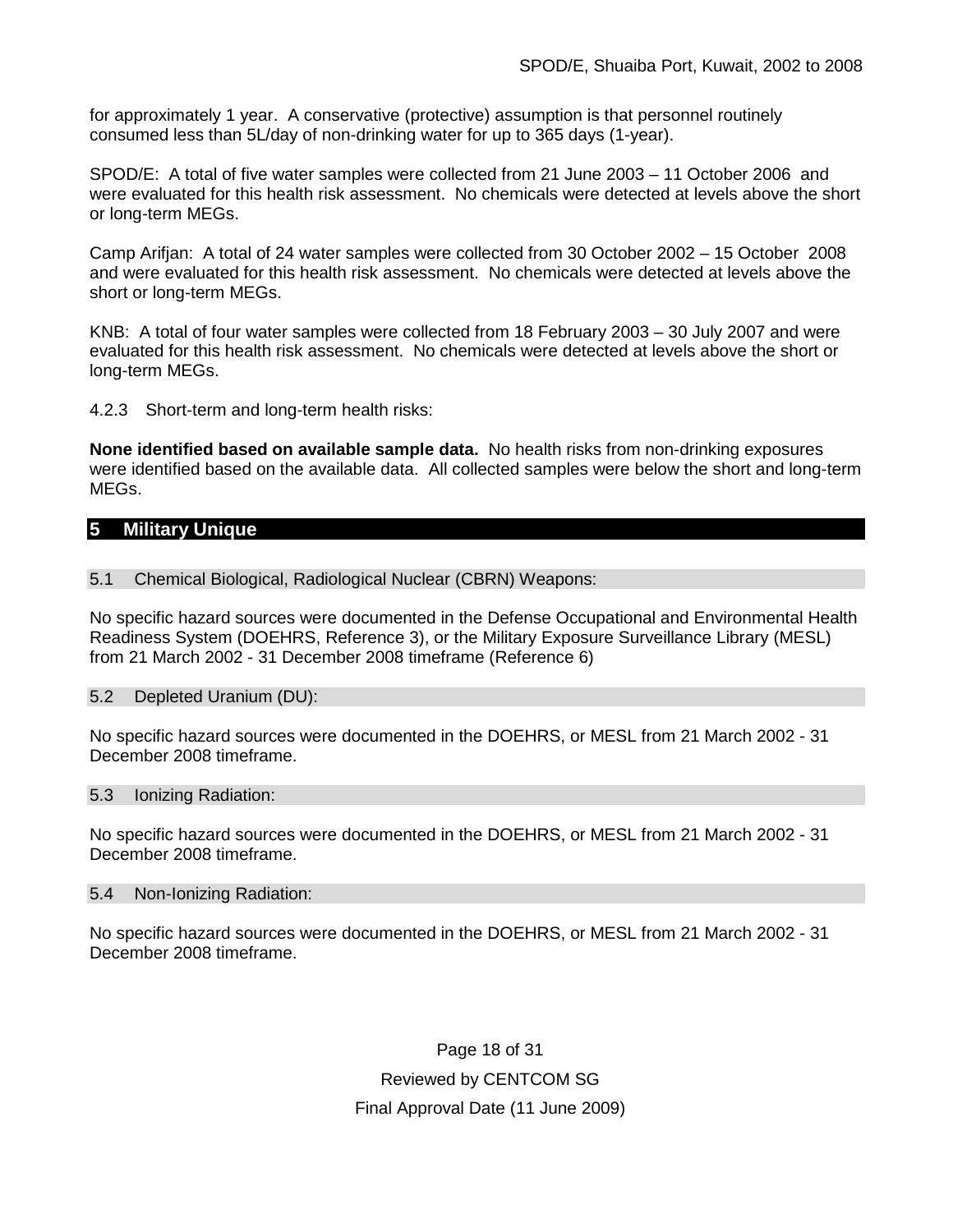for approximately 1 year. A conservative (protective) assumption is that personnel routinely consumed less than 5L/day of non-drinking water for up to 365 days (1-year).

SPOD/E: A total of five water samples were collected from 21 June 2003 – 11 October 2006 and were evaluated for this health risk assessment. No chemicals were detected at levels above the short or long-term MEGs.

Camp Arifjan: A total of 24 water samples were collected from 30 October 2002 – 15 October 2008 and were evaluated for this health risk assessment. No chemicals were detected at levels above the short or long-term MEGs.

KNB: A total of four water samples were collected from 18 February 2003 – 30 July 2007 and were evaluated for this health risk assessment. No chemicals were detected at levels above the short or long-term MEGs.

4.2.3 Short-term and long-term health risks:

**None identified based on available sample data.** No health risks from non-drinking exposures were identified based on the available data. All collected samples were below the short and long-term MEGs.

# 5 Military Unique

## 5.1 Chemical Biological, Radiological Nuclear (CBRN) Weapons:

No specific hazard sources were documented in the Defense Occupational and Environmental Health Readiness System (DOEHRS, Reference 3), or the Military Exposure Surveillance Library (MESL) from 21 March 2002 - 31 December 2008 timeframe (Reference 6)

## 5.2 Depleted Uranium (DU):

No specific hazard sources were documented in the DOEHRS, or MESL from 21 March 2002 - 31 December 2008 timeframe.

## 5.3 Ionizing Radiation:

No specific hazard sources were documented in the DOEHRS, or MESL from 21 March 2002 - 31 December 2008 timeframe.

## 5.4 Non-Ionizing Radiation:

No specific hazard sources were documented in the DOEHRS, or MESL from 21 March 2002 - 31 December 2008 timeframe.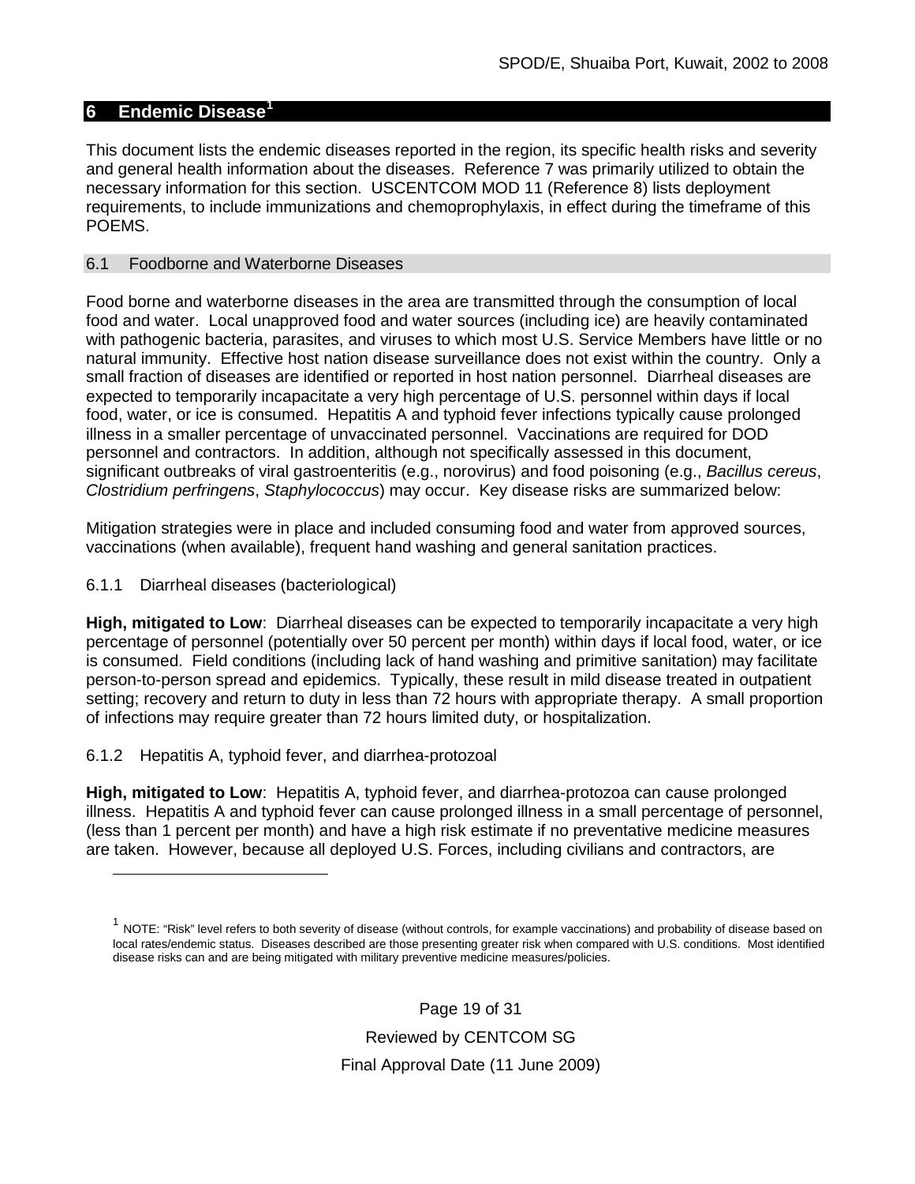## 6 Endemic Disease[1]

This document lists the endemic diseases reported in the region, its specific health risks and severity and general health information about the diseases. Reference 7 was primarily utilized to obtain the necessary information for this section. USCENTCOM MOD 11 (Reference 8) lists deployment requirements, to include immunizations and chemoprophylaxis, in effect during the timeframe of this POEMS.

### 6.1 Foodborne and Waterborne Diseases

Food borne and waterborne diseases in the area are transmitted through the consumption of local food and water. Local unapproved food and water sources (including ice) are heavily contaminated with pathogenic bacteria, parasites, and viruses to which most U.S. Service Members have little or no natural immunity. Effective host nation disease surveillance does not exist within the country. Only a small fraction of diseases are identified or reported in host nation personnel. Diarrheal diseases are expected to temporarily incapacitate a very high percentage of U.S. personnel within days if local food, water, or ice is consumed. Hepatitis A and typhoid fever infections typically cause prolonged illness in a smaller percentage of unvaccinated personnel. Vaccinations are required for DOD personnel and contractors. In addition, although not specifically assessed in this document, significant outbreaks of viral gastroenteritis (e.g., norovirus) and food poisoning (e.g., *Bacillus cereus*, *Clostridium perfringens*, *Staphylococcus*) may occur. Key disease risks are summarized below:

Mitigation strategies were in place and included consuming food and water from approved sources, vaccinations (when available), frequent hand washing and general sanitation practices.

#### 6.1.1 Diarrheal diseases (bacteriological)

**High, mitigated to Low**: Diarrheal diseases can be expected to temporarily incapacitate a very high percentage of personnel (potentially over 50 percent per month) within days if local food, water, or ice is consumed. Field conditions (including lack of hand washing and primitive sanitation) may facilitate person-to-person spread and epidemics. Typically, these result in mild disease treated in outpatient setting; recovery and return to duty in less than 72 hours with appropriate therapy. A small proportion of infections may require greater than 72 hours limited duty, or hospitalization.

#### 6.1.2 Hepatitis A, typhoid fever, and diarrhea-protozoal

**High, mitigated to Low**: Hepatitis A, typhoid fever, and diarrhea-protozoa can cause prolonged illness. Hepatitis A and typhoid fever can cause prolonged illness in a small percentage of personnel, (less than 1 percent per month) and have a high risk estimate if no preventative medicine measures are taken. However, because all deployed U.S. Forces, including civilians and contractors, are

---

[1] NOTE: "Risk" level refers to both severity of disease (without controls, for example vaccinations) and probability of disease based on local rates/endemic status. Diseases described are those presenting greater risk when compared with U.S. conditions. Most identified disease risks can and are being mitigated with military preventive medicine measures/policies.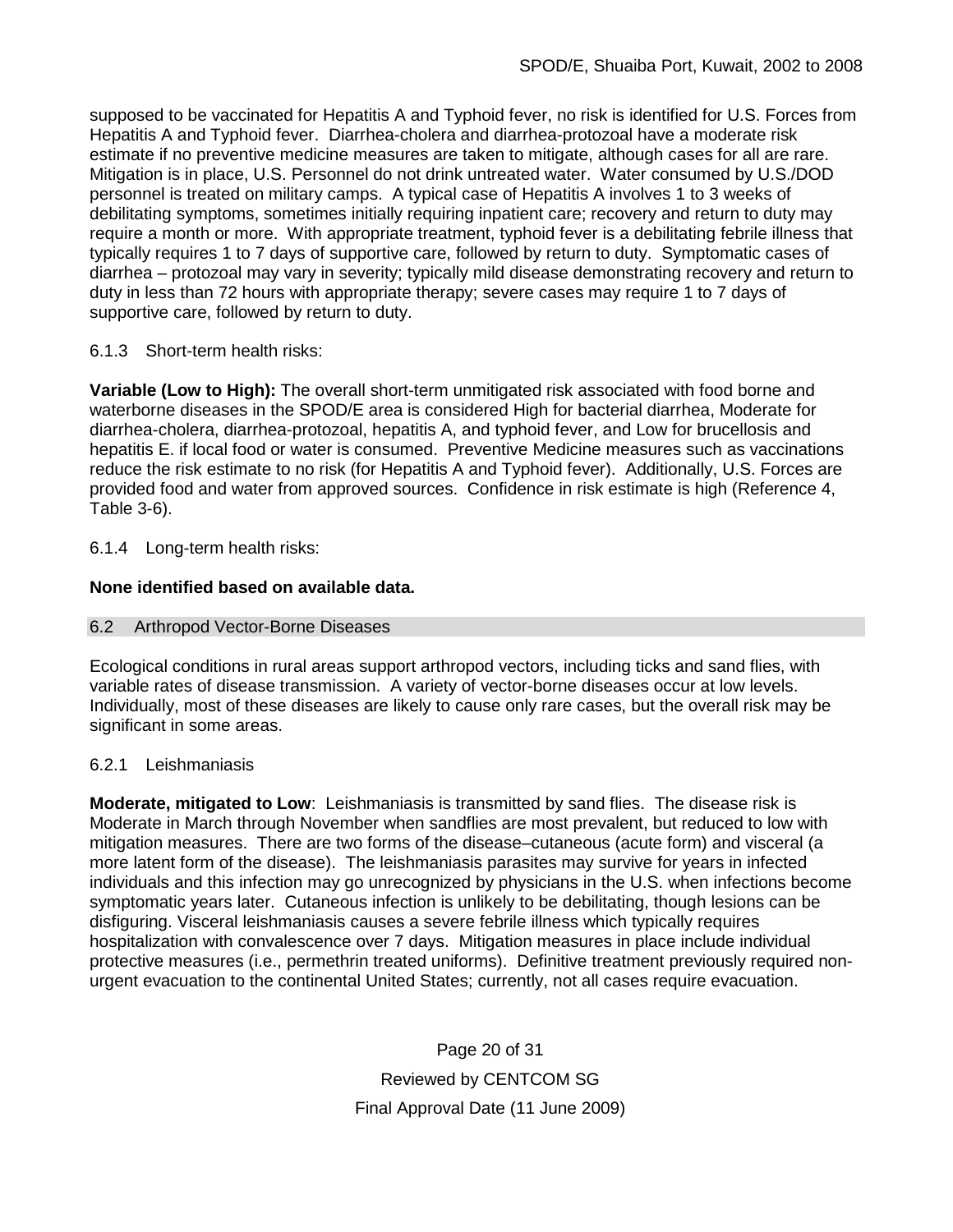supposed to be vaccinated for Hepatitis A and Typhoid fever, no risk is identified for U.S. Forces from Hepatitis A and Typhoid fever. Diarrhea-cholera and diarrhea-protozoal have a moderate risk estimate if no preventive medicine measures are taken to mitigate, although cases for all are rare. Mitigation is in place, U.S. Personnel do not drink untreated water. Water consumed by U.S./DOD personnel is treated on military camps. A typical case of Hepatitis A involves 1 to 3 weeks of debilitating symptoms, sometimes initially requiring inpatient care; recovery and return to duty may require a month or more. With appropriate treatment, typhoid fever is a debilitating febrile illness that typically requires 1 to 7 days of supportive care, followed by return to duty. Symptomatic cases of diarrhea – protozoal may vary in severity; typically mild disease demonstrating recovery and return to duty in less than 72 hours with appropriate therapy; severe cases may require 1 to 7 days of supportive care, followed by return to duty.

#### 6.1.3 Short-term health risks:

**Variable (Low to High):** The overall short-term unmitigated risk associated with food borne and waterborne diseases in the SPOD/E area is considered High for bacterial diarrhea, Moderate for diarrhea-cholera, diarrhea-protozoal, hepatitis A, and typhoid fever, and Low for brucellosis and hepatitis E. if local food or water is consumed. Preventive Medicine measures such as vaccinations reduce the risk estimate to no risk (for Hepatitis A and Typhoid fever). Additionally, U.S. Forces are provided food and water from approved sources. Confidence in risk estimate is high (Reference 4, Table 3-6).

#### 6.1.4 Long-term health risks:

**None identified based on available data.**

### 6.2 Arthropod Vector-Borne Diseases

Ecological conditions in rural areas support arthropod vectors, including ticks and sand flies, with variable rates of disease transmission. A variety of vector-borne diseases occur at low levels. Individually, most of these diseases are likely to cause only rare cases, but the overall risk may be significant in some areas.

#### 6.2.1 Leishmaniasis

**Moderate, mitigated to Low**: Leishmaniasis is transmitted by sand flies. The disease risk is Moderate in March through November when sandflies are most prevalent, but reduced to low with mitigation measures. There are two forms of the disease–cutaneous (acute form) and visceral (a more latent form of the disease). The leishmaniasis parasites may survive for years in infected individuals and this infection may go unrecognized by physicians in the U.S. when infections become symptomatic years later. Cutaneous infection is unlikely to be debilitating, though lesions can be disfiguring. Visceral leishmaniasis causes a severe febrile illness which typically requires hospitalization with convalescence over 7 days. Mitigation measures in place include individual protective measures (i.e., permethrin treated uniforms). Definitive treatment previously required non-urgent evacuation to the continental United States; currently, not all cases require evacuation.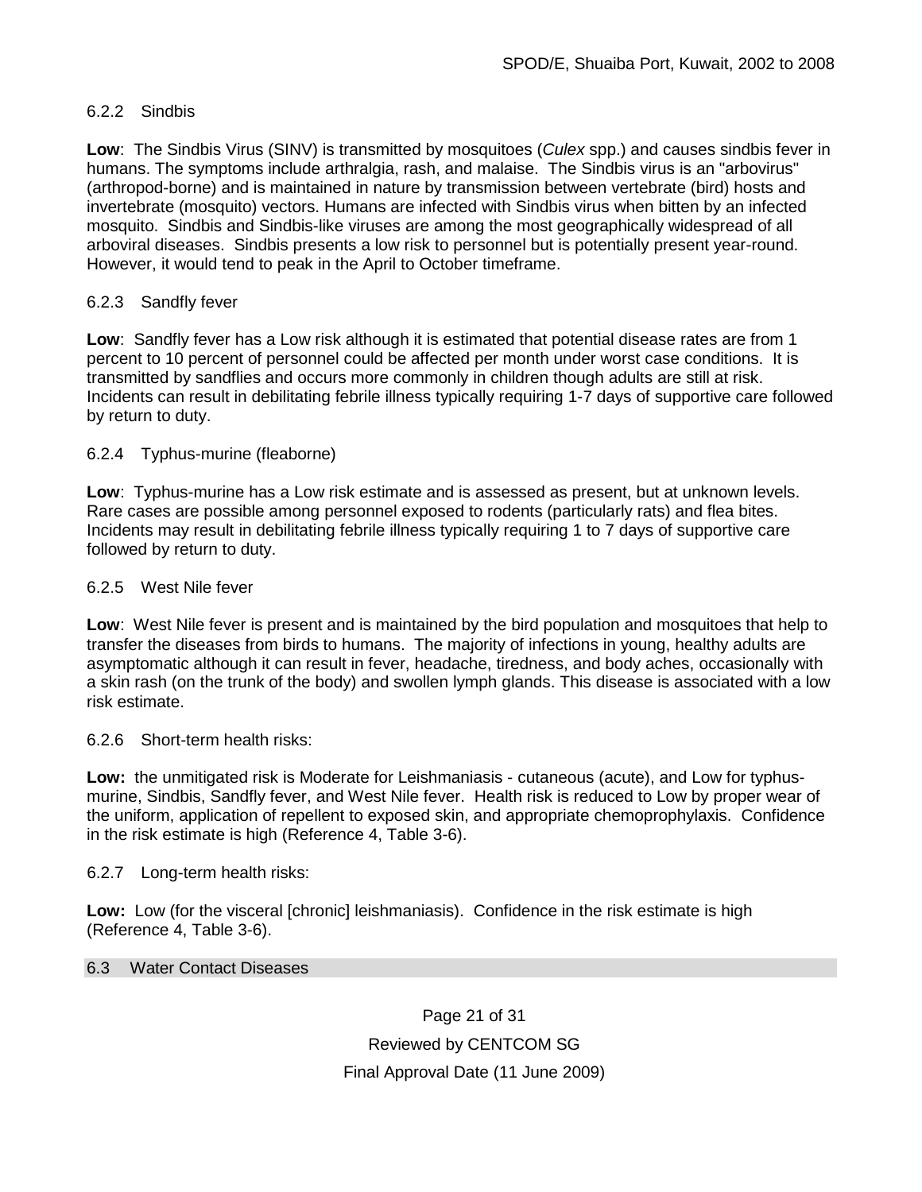#### 6.2.2 Sindbis

**Low**: The Sindbis Virus (SINV) is transmitted by mosquitoes (*Culex* spp.) and causes sindbis fever in humans. The symptoms include arthralgia, rash, and malaise. The Sindbis virus is an "arbovirus" (arthropod-borne) and is maintained in nature by transmission between vertebrate (bird) hosts and invertebrate (mosquito) vectors. Humans are infected with Sindbis virus when bitten by an infected mosquito. Sindbis and Sindbis-like viruses are among the most geographically widespread of all arboviral diseases. Sindbis presents a low risk to personnel but is potentially present year-round. However, it would tend to peak in the April to October timeframe.

#### 6.2.3 Sandfly fever

**Low**: Sandfly fever has a Low risk although it is estimated that potential disease rates are from 1 percent to 10 percent of personnel could be affected per month under worst case conditions. It is transmitted by sandflies and occurs more commonly in children though adults are still at risk. Incidents can result in debilitating febrile illness typically requiring 1-7 days of supportive care followed by return to duty.

#### 6.2.4 Typhus-murine (fleaborne)

**Low**: Typhus-murine has a Low risk estimate and is assessed as present, but at unknown levels. Rare cases are possible among personnel exposed to rodents (particularly rats) and flea bites. Incidents may result in debilitating febrile illness typically requiring 1 to 7 days of supportive care followed by return to duty.

#### 6.2.5 West Nile fever

**Low**: West Nile fever is present and is maintained by the bird population and mosquitoes that help to transfer the diseases from birds to humans. The majority of infections in young, healthy adults are asymptomatic although it can result in fever, headache, tiredness, and body aches, occasionally with a skin rash (on the trunk of the body) and swollen lymph glands. This disease is associated with a low risk estimate.

#### 6.2.6 Short-term health risks:

**Low:** the unmitigated risk is Moderate for Leishmaniasis - cutaneous (acute), and Low for typhus-murine, Sindbis, Sandfly fever, and West Nile fever. Health risk is reduced to Low by proper wear of the uniform, application of repellent to exposed skin, and appropriate chemoprophylaxis. Confidence in the risk estimate is high (Reference 4, Table 3-6).

#### 6.2.7 Long-term health risks:

**Low:** Low (for the visceral [chronic] leishmaniasis). Confidence in the risk estimate is high (Reference 4, Table 3-6).

### 6.3 Water Contact Diseases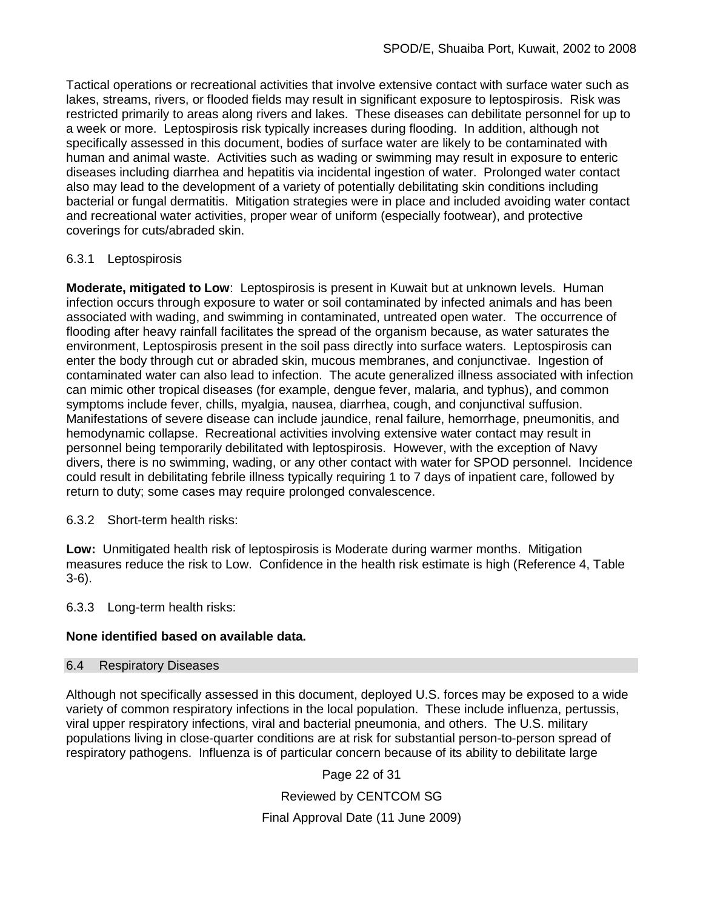Tactical operations or recreational activities that involve extensive contact with surface water such as lakes, streams, rivers, or flooded fields may result in significant exposure to leptospirosis. Risk was restricted primarily to areas along rivers and lakes. These diseases can debilitate personnel for up to a week or more. Leptospirosis risk typically increases during flooding. In addition, although not specifically assessed in this document, bodies of surface water are likely to be contaminated with human and animal waste. Activities such as wading or swimming may result in exposure to enteric diseases including diarrhea and hepatitis via incidental ingestion of water. Prolonged water contact also may lead to the development of a variety of potentially debilitating skin conditions including bacterial or fungal dermatitis. Mitigation strategies were in place and included avoiding water contact and recreational water activities, proper wear of uniform (especially footwear), and protective coverings for cuts/abraded skin.

### 6.3.1 Leptospirosis

**Moderate, mitigated to Low**: Leptospirosis is present in Kuwait but at unknown levels. Human infection occurs through exposure to water or soil contaminated by infected animals and has been associated with wading, and swimming in contaminated, untreated open water. The occurrence of flooding after heavy rainfall facilitates the spread of the organism because, as water saturates the environment, Leptospirosis present in the soil pass directly into surface waters. Leptospirosis can enter the body through cut or abraded skin, mucous membranes, and conjunctivae. Ingestion of contaminated water can also lead to infection. The acute generalized illness associated with infection can mimic other tropical diseases (for example, dengue fever, malaria, and typhus), and common symptoms include fever, chills, myalgia, nausea, diarrhea, cough, and conjunctival suffusion. Manifestations of severe disease can include jaundice, renal failure, hemorrhage, pneumonitis, and hemodynamic collapse. Recreational activities involving extensive water contact may result in personnel being temporarily debilitated with leptospirosis. However, with the exception of Navy divers, there is no swimming, wading, or any other contact with water for SPOD personnel. Incidence could result in debilitating febrile illness typically requiring 1 to 7 days of inpatient care, followed by return to duty; some cases may require prolonged convalescence.

### 6.3.2 Short-term health risks:

**Low:** Unmitigated health risk of leptospirosis is Moderate during warmer months. Mitigation measures reduce the risk to Low. Confidence in the health risk estimate is high (Reference 4, Table 3-6).

### 6.3.3 Long-term health risks:

**None identified based on available data.**

## 6.4 Respiratory Diseases

Although not specifically assessed in this document, deployed U.S. forces may be exposed to a wide variety of common respiratory infections in the local population. These include influenza, pertussis, viral upper respiratory infections, viral and bacterial pneumonia, and others. The U.S. military populations living in close-quarter conditions are at risk for substantial person-to-person spread of respiratory pathogens. Influenza is of particular concern because of its ability to debilitate large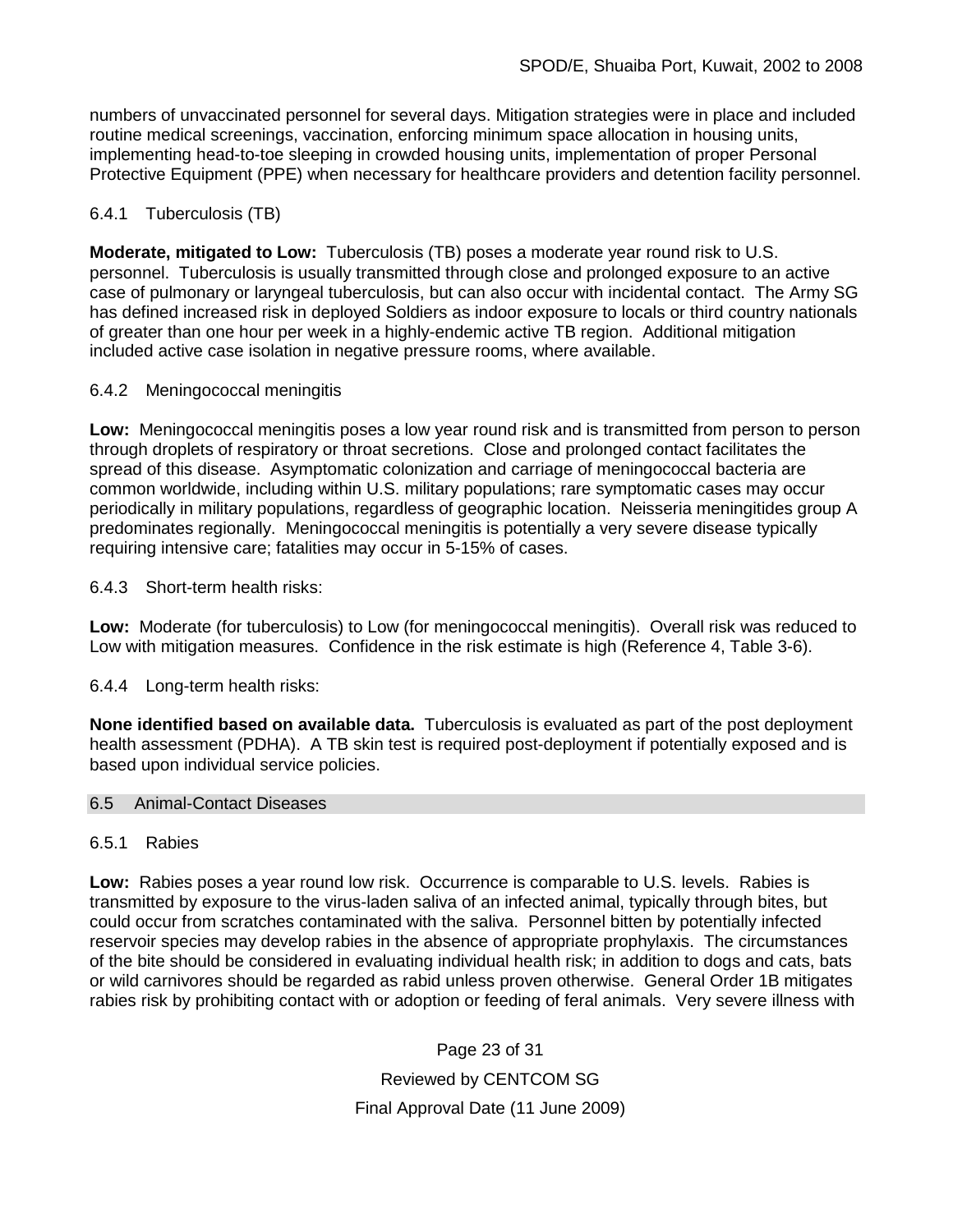numbers of unvaccinated personnel for several days. Mitigation strategies were in place and included routine medical screenings, vaccination, enforcing minimum space allocation in housing units, implementing head-to-toe sleeping in crowded housing units, implementation of proper Personal Protective Equipment (PPE) when necessary for healthcare providers and detention facility personnel.

#### 6.4.1 Tuberculosis (TB)

**Moderate, mitigated to Low:** Tuberculosis (TB) poses a moderate year round risk to U.S. personnel. Tuberculosis is usually transmitted through close and prolonged exposure to an active case of pulmonary or laryngeal tuberculosis, but can also occur with incidental contact. The Army SG has defined increased risk in deployed Soldiers as indoor exposure to locals or third country nationals of greater than one hour per week in a highly-endemic active TB region. Additional mitigation included active case isolation in negative pressure rooms, where available.

#### 6.4.2 Meningococcal meningitis

**Low:** Meningococcal meningitis poses a low year round risk and is transmitted from person to person through droplets of respiratory or throat secretions. Close and prolonged contact facilitates the spread of this disease. Asymptomatic colonization and carriage of meningococcal bacteria are common worldwide, including within U.S. military populations; rare symptomatic cases may occur periodically in military populations, regardless of geographic location. Neisseria meningitides group A predominates regionally. Meningococcal meningitis is potentially a very severe disease typically requiring intensive care; fatalities may occur in 5-15% of cases.

#### 6.4.3 Short-term health risks:

**Low:** Moderate (for tuberculosis) to Low (for meningococcal meningitis). Overall risk was reduced to Low with mitigation measures. Confidence in the risk estimate is high (Reference 4, Table 3-6).

#### 6.4.4 Long-term health risks:

**None identified based on available data.** Tuberculosis is evaluated as part of the post deployment health assessment (PDHA). A TB skin test is required post-deployment if potentially exposed and is based upon individual service policies.

### 6.5 Animal-Contact Diseases

#### 6.5.1 Rabies

**Low:** Rabies poses a year round low risk. Occurrence is comparable to U.S. levels. Rabies is transmitted by exposure to the virus-laden saliva of an infected animal, typically through bites, but could occur from scratches contaminated with the saliva. Personnel bitten by potentially infected reservoir species may develop rabies in the absence of appropriate prophylaxis. The circumstances of the bite should be considered in evaluating individual health risk; in addition to dogs and cats, bats or wild carnivores should be regarded as rabid unless proven otherwise. General Order 1B mitigates rabies risk by prohibiting contact with or adoption or feeding of feral animals. Very severe illness with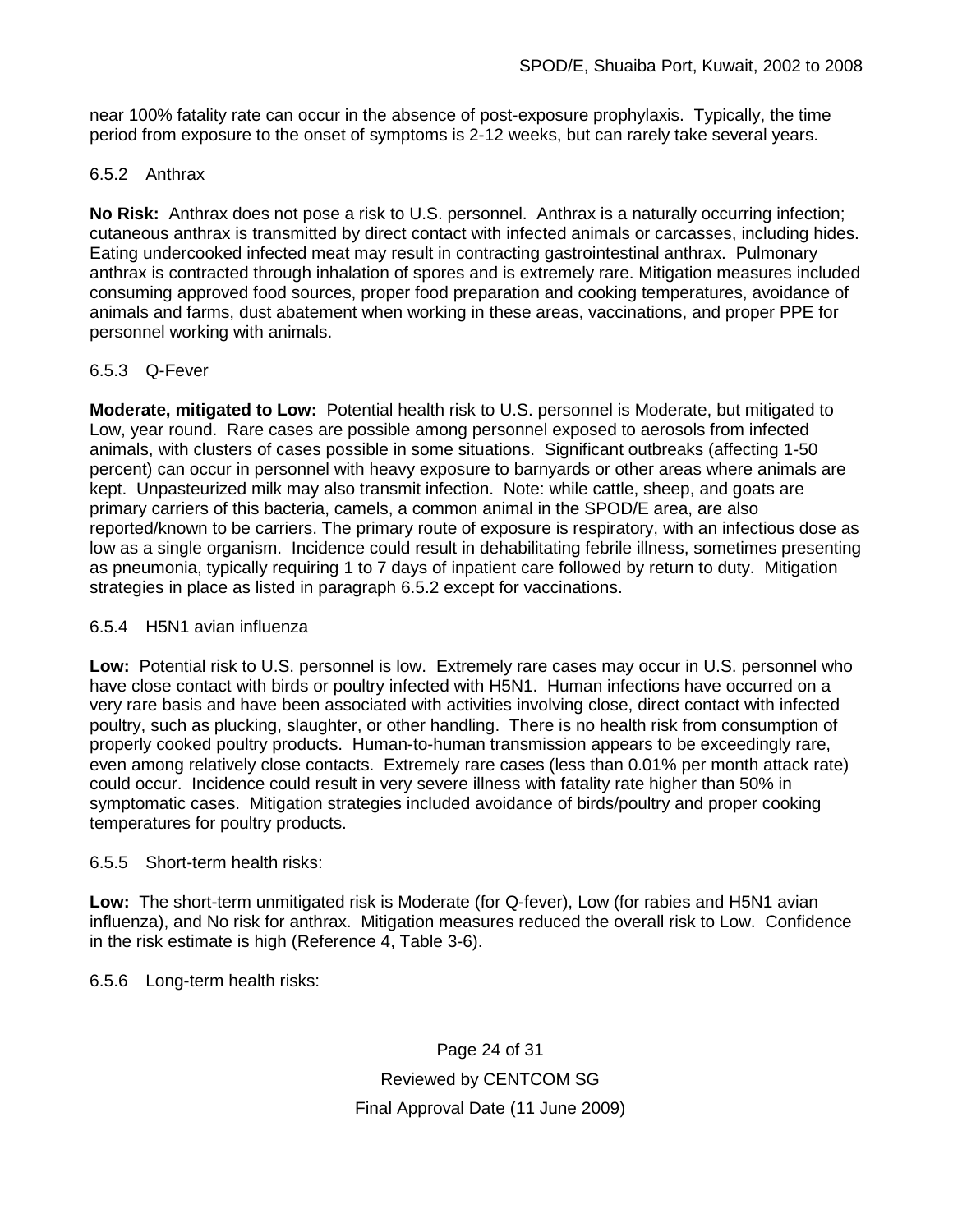near 100% fatality rate can occur in the absence of post-exposure prophylaxis. Typically, the time period from exposure to the onset of symptoms is 2-12 weeks, but can rarely take several years.

### 6.5.2 Anthrax

**No Risk:** Anthrax does not pose a risk to U.S. personnel. Anthrax is a naturally occurring infection; cutaneous anthrax is transmitted by direct contact with infected animals or carcasses, including hides. Eating undercooked infected meat may result in contracting gastrointestinal anthrax. Pulmonary anthrax is contracted through inhalation of spores and is extremely rare. Mitigation measures included consuming approved food sources, proper food preparation and cooking temperatures, avoidance of animals and farms, dust abatement when working in these areas, vaccinations, and proper PPE for personnel working with animals.

### 6.5.3 Q-Fever

**Moderate, mitigated to Low:** Potential health risk to U.S. personnel is Moderate, but mitigated to Low, year round. Rare cases are possible among personnel exposed to aerosols from infected animals, with clusters of cases possible in some situations. Significant outbreaks (affecting 1-50 percent) can occur in personnel with heavy exposure to barnyards or other areas where animals are kept. Unpasteurized milk may also transmit infection. Note: while cattle, sheep, and goats are primary carriers of this bacteria, camels, a common animal in the SPOD/E area, are also reported/known to be carriers. The primary route of exposure is respiratory, with an infectious dose as low as a single organism. Incidence could result in dehabilitating febrile illness, sometimes presenting as pneumonia, typically requiring 1 to 7 days of inpatient care followed by return to duty. Mitigation strategies in place as listed in paragraph 6.5.2 except for vaccinations.

### 6.5.4 H5N1 avian influenza

**Low:** Potential risk to U.S. personnel is low. Extremely rare cases may occur in U.S. personnel who have close contact with birds or poultry infected with H5N1. Human infections have occurred on a very rare basis and have been associated with activities involving close, direct contact with infected poultry, such as plucking, slaughter, or other handling. There is no health risk from consumption of properly cooked poultry products. Human-to-human transmission appears to be exceedingly rare, even among relatively close contacts. Extremely rare cases (less than 0.01% per month attack rate) could occur. Incidence could result in very severe illness with fatality rate higher than 50% in symptomatic cases. Mitigation strategies included avoidance of birds/poultry and proper cooking temperatures for poultry products.

### 6.5.5 Short-term health risks:

**Low:** The short-term unmitigated risk is Moderate (for Q-fever), Low (for rabies and H5N1 avian influenza), and No risk for anthrax. Mitigation measures reduced the overall risk to Low. Confidence in the risk estimate is high (Reference 4, Table 3-6).

### 6.5.6 Long-term health risks: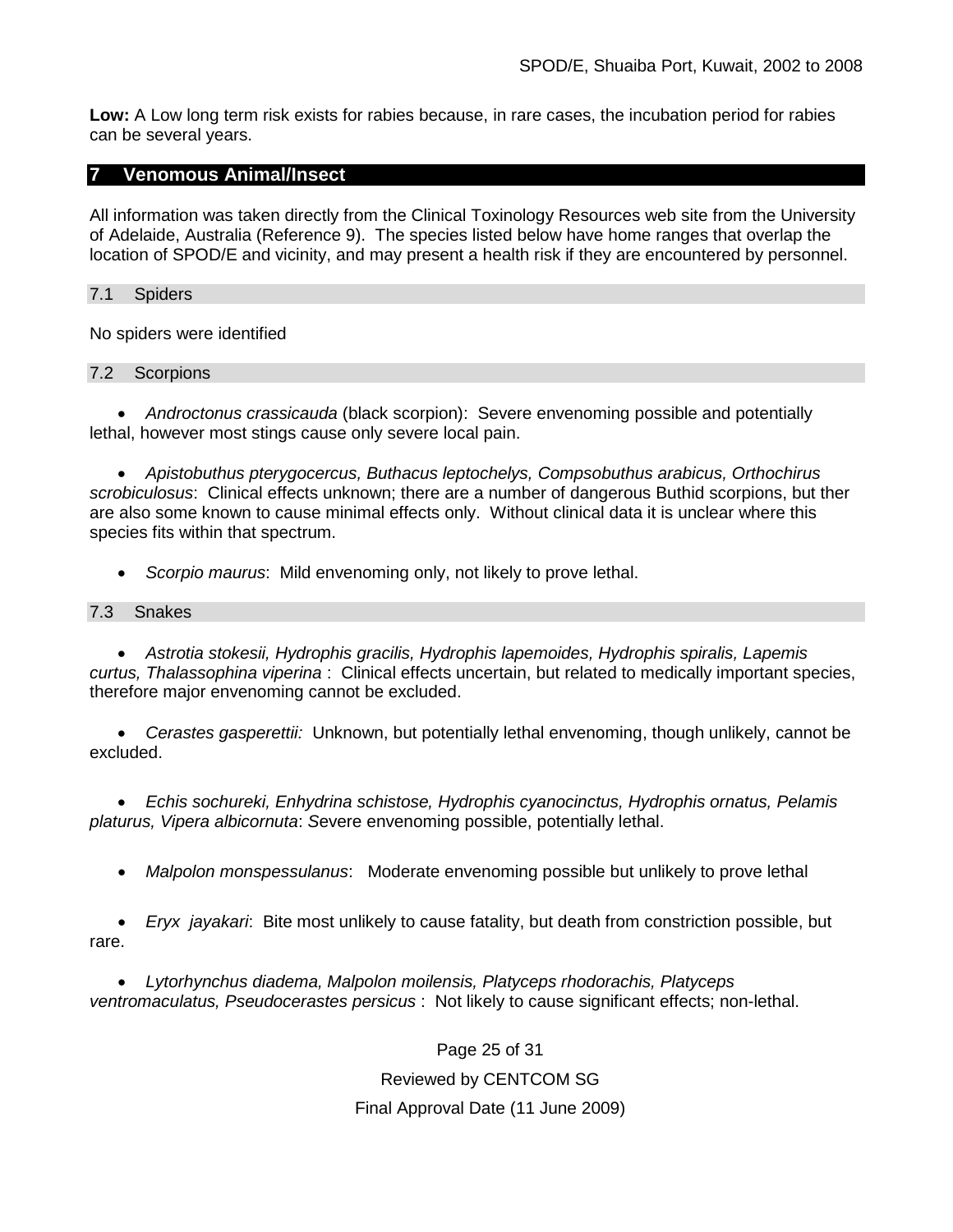**Low:** A Low long term risk exists for rabies because, in rare cases, the incubation period for rabies can be several years.

## 7 Venomous Animal/Insect

All information was taken directly from the Clinical Toxinology Resources web site from the University of Adelaide, Australia (Reference 9). The species listed below have home ranges that overlap the location of SPOD/E and vicinity, and may present a health risk if they are encountered by personnel.

### 7.1 Spiders

No spiders were identified

### 7.2 Scorpions

- *Androctonus crassicauda* (black scorpion): Severe envenoming possible and potentially lethal, however most stings cause only severe local pain.
- *Apistobuthus pterygocercus, Buthacus leptochelys, Compsobuthus arabicus, Orthochirus scrobiculosus*: Clinical effects unknown; there are a number of dangerous Buthid scorpions, but ther are also some known to cause minimal effects only. Without clinical data it is unclear where this species fits within that spectrum.
- *Scorpio maurus*: Mild envenoming only, not likely to prove lethal.

### 7.3 Snakes

- *Astrotia stokesii, Hydrophis gracilis, Hydrophis lapemoides, Hydrophis spiralis, Lapemis curtus, Thalassophina viperina* : Clinical effects uncertain, but related to medically important species, therefore major envenoming cannot be excluded.
- *Cerastes gasperettii:* Unknown, but potentially lethal envenoming, though unlikely, cannot be excluded.
- *Echis sochureki, Enhydrina schistose, Hydrophis cyanocinctus, Hydrophis ornatus, Pelamis platurus, Vipera albicornuta*: *S*evere envenoming possible, potentially lethal.
- *Malpolon monspessulanus*: Moderate envenoming possible but unlikely to prove lethal
- *Eryx jayakari*: Bite most unlikely to cause fatality, but death from constriction possible, but rare.
- *Lytorhynchus diadema, Malpolon moilensis, Platyceps rhodorachis, Platyceps ventromaculatus, Pseudocerastes persicus* : Not likely to cause significant effects; non-lethal.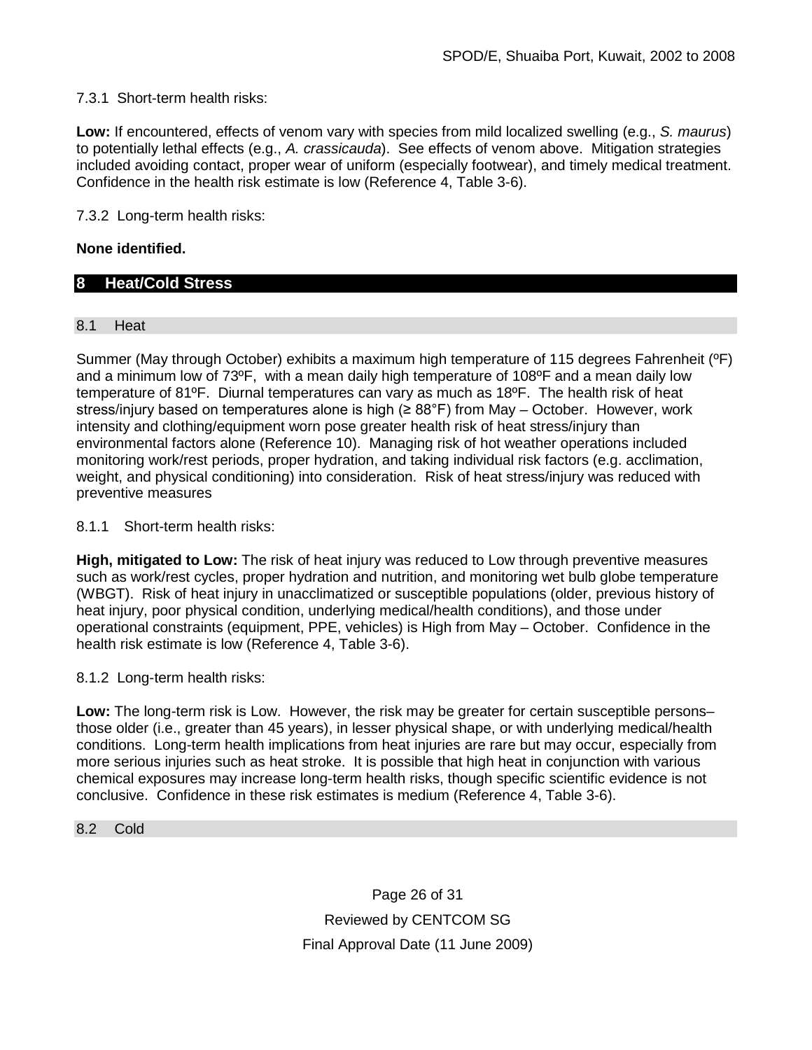7.3.1 Short-term health risks:

**Low:** If encountered, effects of venom vary with species from mild localized swelling (e.g., *S. maurus*) to potentially lethal effects (e.g., *A. crassicauda*). See effects of venom above. Mitigation strategies included avoiding contact, proper wear of uniform (especially footwear), and timely medical treatment. Confidence in the health risk estimate is low (Reference 4, Table 3-6).

7.3.2 Long-term health risks:

**None identified.**

## 8 Heat/Cold Stress

### 8.1 Heat

Summer (May through October) exhibits a maximum high temperature of 115 degrees Fahrenheit (ºF) and a minimum low of 73ºF, with a mean daily high temperature of 108ºF and a mean daily low temperature of 81ºF. Diurnal temperatures can vary as much as 18ºF. The health risk of heat stress/injury based on temperatures alone is high (≥ 88°F) from May – October. However, work intensity and clothing/equipment worn pose greater health risk of heat stress/injury than environmental factors alone (Reference 10). Managing risk of hot weather operations included monitoring work/rest periods, proper hydration, and taking individual risk factors (e.g. acclimation, weight, and physical conditioning) into consideration. Risk of heat stress/injury was reduced with preventive measures

8.1.1 Short-term health risks:

**High, mitigated to Low:** The risk of heat injury was reduced to Low through preventive measures such as work/rest cycles, proper hydration and nutrition, and monitoring wet bulb globe temperature (WBGT). Risk of heat injury in unacclimatized or susceptible populations (older, previous history of heat injury, poor physical condition, underlying medical/health conditions), and those under operational constraints (equipment, PPE, vehicles) is High from May – October. Confidence in the health risk estimate is low (Reference 4, Table 3-6).

8.1.2 Long-term health risks:

**Low:** The long-term risk is Low. However, the risk may be greater for certain susceptible persons– those older (i.e., greater than 45 years), in lesser physical shape, or with underlying medical/health conditions. Long-term health implications from heat injuries are rare but may occur, especially from more serious injuries such as heat stroke. It is possible that high heat in conjunction with various chemical exposures may increase long-term health risks, though specific scientific evidence is not conclusive. Confidence in these risk estimates is medium (Reference 4, Table 3-6).

### 8.2 Cold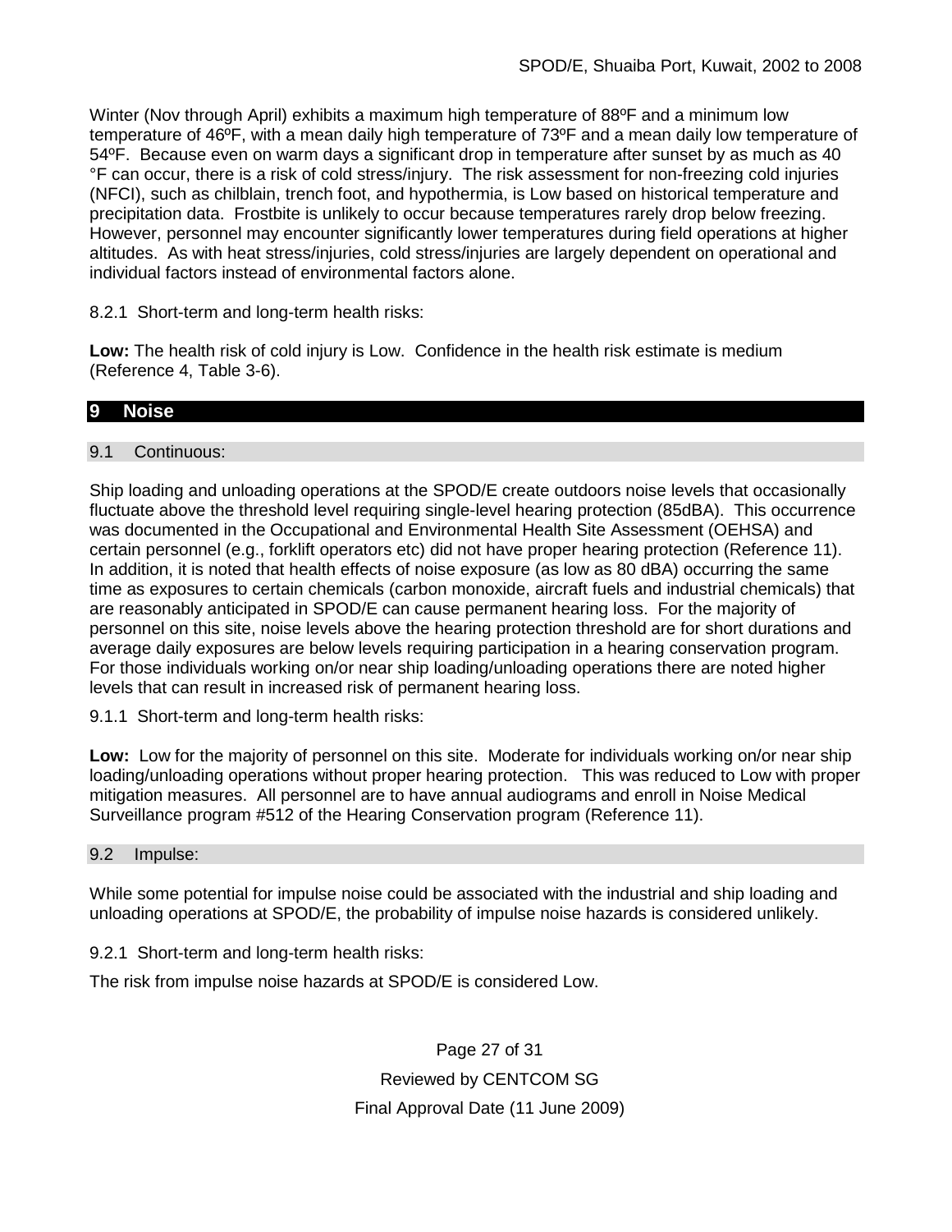Winter (Nov through April) exhibits a maximum high temperature of 88ºF and a minimum low temperature of 46ºF, with a mean daily high temperature of 73ºF and a mean daily low temperature of 54ºF. Because even on warm days a significant drop in temperature after sunset by as much as 40 °F can occur, there is a risk of cold stress/injury. The risk assessment for non-freezing cold injuries (NFCI), such as chilblain, trench foot, and hypothermia, is Low based on historical temperature and precipitation data. Frostbite is unlikely to occur because temperatures rarely drop below freezing. However, personnel may encounter significantly lower temperatures during field operations at higher altitudes. As with heat stress/injuries, cold stress/injuries are largely dependent on operational and individual factors instead of environmental factors alone.

8.2.1 Short-term and long-term health risks:

**Low:** The health risk of cold injury is Low. Confidence in the health risk estimate is medium (Reference 4, Table 3-6).

## 9 Noise

### 9.1 Continuous:

Ship loading and unloading operations at the SPOD/E create outdoors noise levels that occasionally fluctuate above the threshold level requiring single-level hearing protection (85dBA). This occurrence was documented in the Occupational and Environmental Health Site Assessment (OEHSA) and certain personnel (e.g., forklift operators etc) did not have proper hearing protection (Reference 11). In addition, it is noted that health effects of noise exposure (as low as 80 dBA) occurring the same time as exposures to certain chemicals (carbon monoxide, aircraft fuels and industrial chemicals) that are reasonably anticipated in SPOD/E can cause permanent hearing loss. For the majority of personnel on this site, noise levels above the hearing protection threshold are for short durations and average daily exposures are below levels requiring participation in a hearing conservation program. For those individuals working on/or near ship loading/unloading operations there are noted higher levels that can result in increased risk of permanent hearing loss.

9.1.1 Short-term and long-term health risks:

**Low:** Low for the majority of personnel on this site. Moderate for individuals working on/or near ship loading/unloading operations without proper hearing protection. This was reduced to Low with proper mitigation measures. All personnel are to have annual audiograms and enroll in Noise Medical Surveillance program #512 of the Hearing Conservation program (Reference 11).

### 9.2 Impulse:

While some potential for impulse noise could be associated with the industrial and ship loading and unloading operations at SPOD/E, the probability of impulse noise hazards is considered unlikely.

9.2.1 Short-term and long-term health risks:

The risk from impulse noise hazards at SPOD/E is considered Low.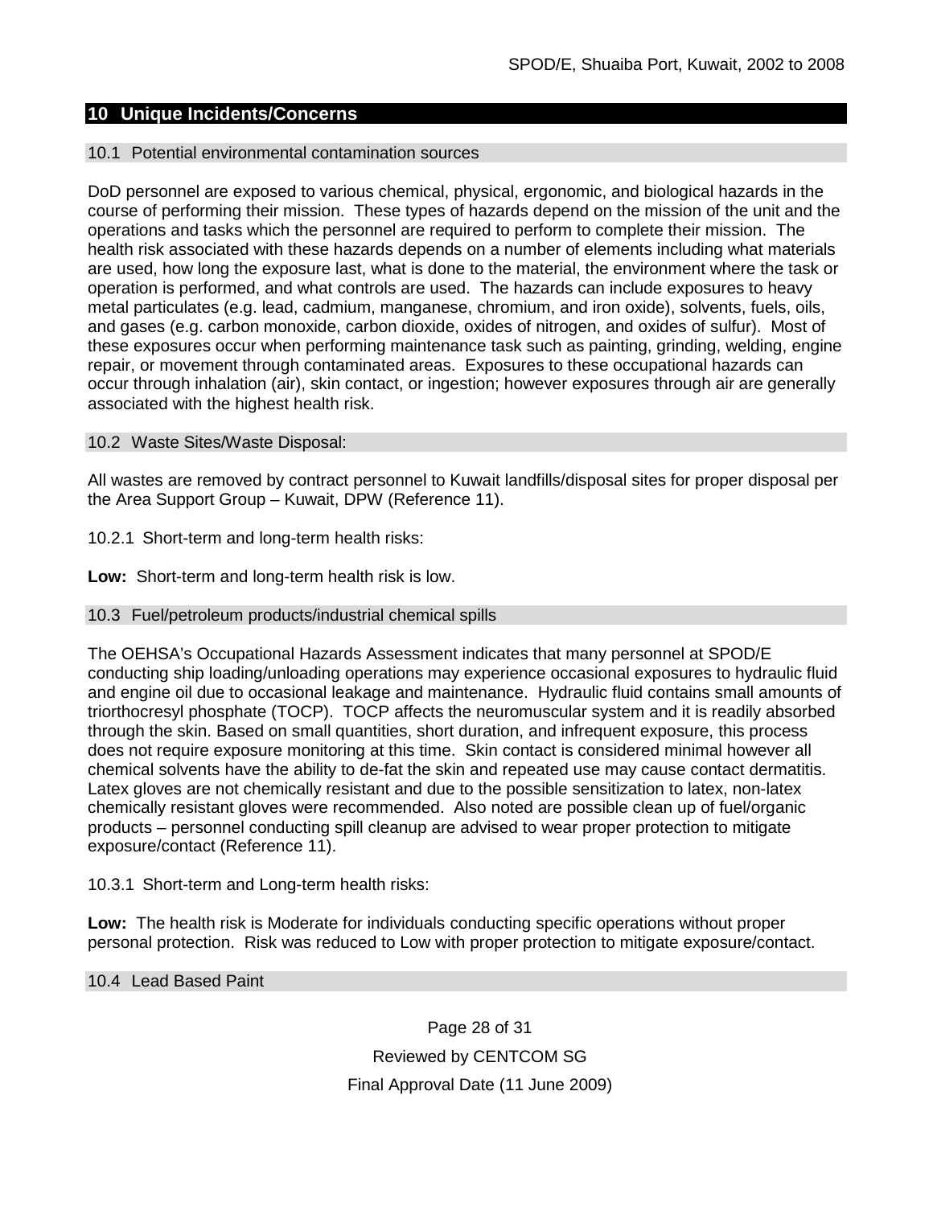## 10 Unique Incidents/Concerns

### 10.1 Potential environmental contamination sources

DoD personnel are exposed to various chemical, physical, ergonomic, and biological hazards in the course of performing their mission. These types of hazards depend on the mission of the unit and the operations and tasks which the personnel are required to perform to complete their mission. The health risk associated with these hazards depends on a number of elements including what materials are used, how long the exposure last, what is done to the material, the environment where the task or operation is performed, and what controls are used. The hazards can include exposures to heavy metal particulates (e.g. lead, cadmium, manganese, chromium, and iron oxide), solvents, fuels, oils, and gases (e.g. carbon monoxide, carbon dioxide, oxides of nitrogen, and oxides of sulfur). Most of these exposures occur when performing maintenance task such as painting, grinding, welding, engine repair, or movement through contaminated areas. Exposures to these occupational hazards can occur through inhalation (air), skin contact, or ingestion; however exposures through air are generally associated with the highest health risk.

### 10.2 Waste Sites/Waste Disposal:

All wastes are removed by contract personnel to Kuwait landfills/disposal sites for proper disposal per the Area Support Group – Kuwait, DPW (Reference 11).

10.2.1 Short-term and long-term health risks:

**Low:** Short-term and long-term health risk is low.

### 10.3 Fuel/petroleum products/industrial chemical spills

The OEHSA's Occupational Hazards Assessment indicates that many personnel at SPOD/E conducting ship loading/unloading operations may experience occasional exposures to hydraulic fluid and engine oil due to occasional leakage and maintenance. Hydraulic fluid contains small amounts of triorthocresyl phosphate (TOCP). TOCP affects the neuromuscular system and it is readily absorbed through the skin. Based on small quantities, short duration, and infrequent exposure, this process does not require exposure monitoring at this time. Skin contact is considered minimal however all chemical solvents have the ability to de-fat the skin and repeated use may cause contact dermatitis. Latex gloves are not chemically resistant and due to the possible sensitization to latex, non-latex chemically resistant gloves were recommended. Also noted are possible clean up of fuel/organic products – personnel conducting spill cleanup are advised to wear proper protection to mitigate exposure/contact (Reference 11).

10.3.1 Short-term and Long-term health risks:

**Low:** The health risk is Moderate for individuals conducting specific operations without proper personal protection. Risk was reduced to Low with proper protection to mitigate exposure/contact.

### 10.4 Lead Based Paint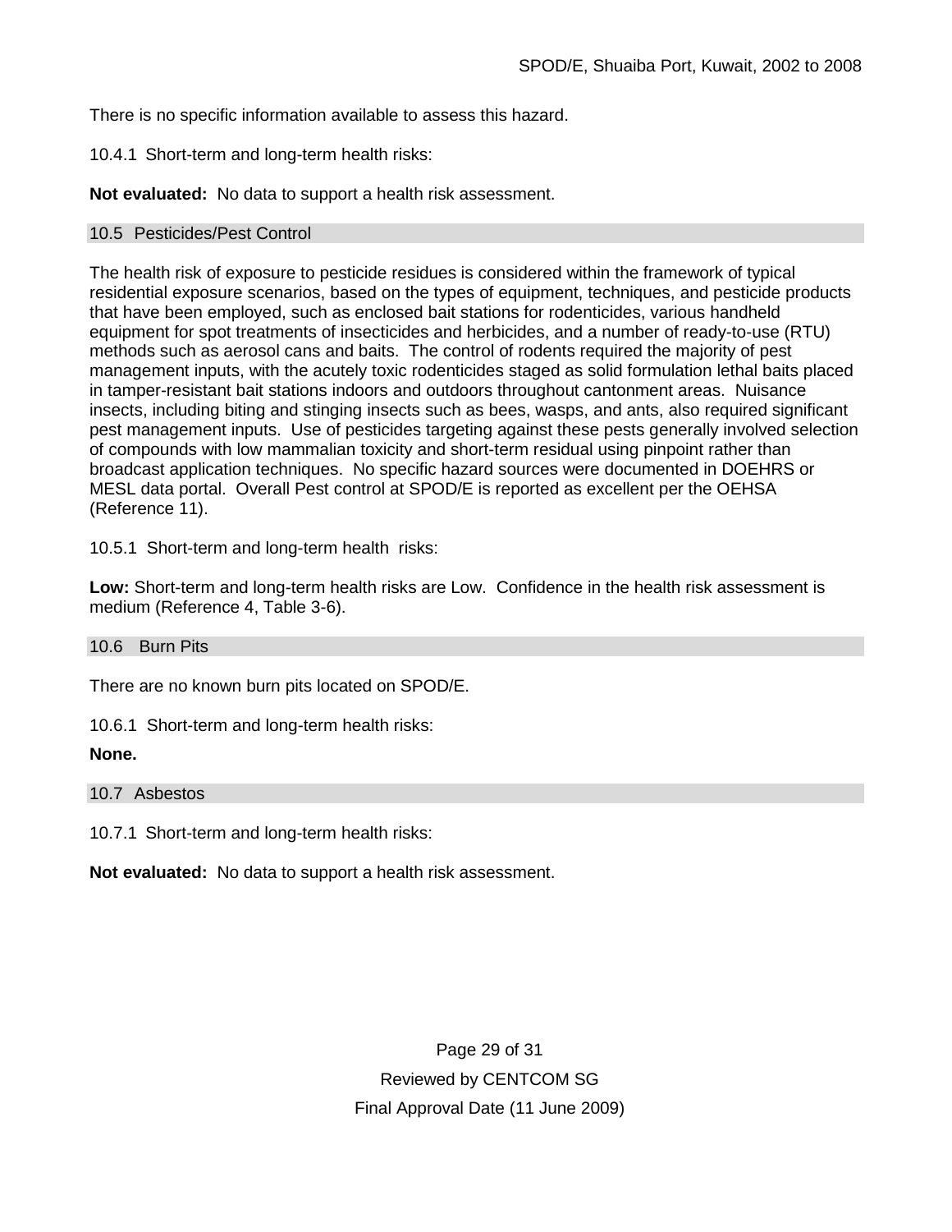There is no specific information available to assess this hazard.

10.4.1 Short-term and long-term health risks:

**Not evaluated:** No data to support a health risk assessment.

## 10.5 Pesticides/Pest Control

The health risk of exposure to pesticide residues is considered within the framework of typical residential exposure scenarios, based on the types of equipment, techniques, and pesticide products that have been employed, such as enclosed bait stations for rodenticides, various handheld equipment for spot treatments of insecticides and herbicides, and a number of ready-to-use (RTU) methods such as aerosol cans and baits. The control of rodents required the majority of pest management inputs, with the acutely toxic rodenticides staged as solid formulation lethal baits placed in tamper-resistant bait stations indoors and outdoors throughout cantonment areas. Nuisance insects, including biting and stinging insects such as bees, wasps, and ants, also required significant pest management inputs. Use of pesticides targeting against these pests generally involved selection of compounds with low mammalian toxicity and short-term residual using pinpoint rather than broadcast application techniques. No specific hazard sources were documented in DOEHRS or MESL data portal. Overall Pest control at SPOD/E is reported as excellent per the OEHSA (Reference 11).

10.5.1 Short-term and long-term health risks:

**Low:** Short-term and long-term health risks are Low. Confidence in the health risk assessment is medium (Reference 4, Table 3-6).

## 10.6 Burn Pits

There are no known burn pits located on SPOD/E.

10.6.1 Short-term and long-term health risks:

**None.**

## 10.7 Asbestos

10.7.1 Short-term and long-term health risks:

**Not evaluated:** No data to support a health risk assessment.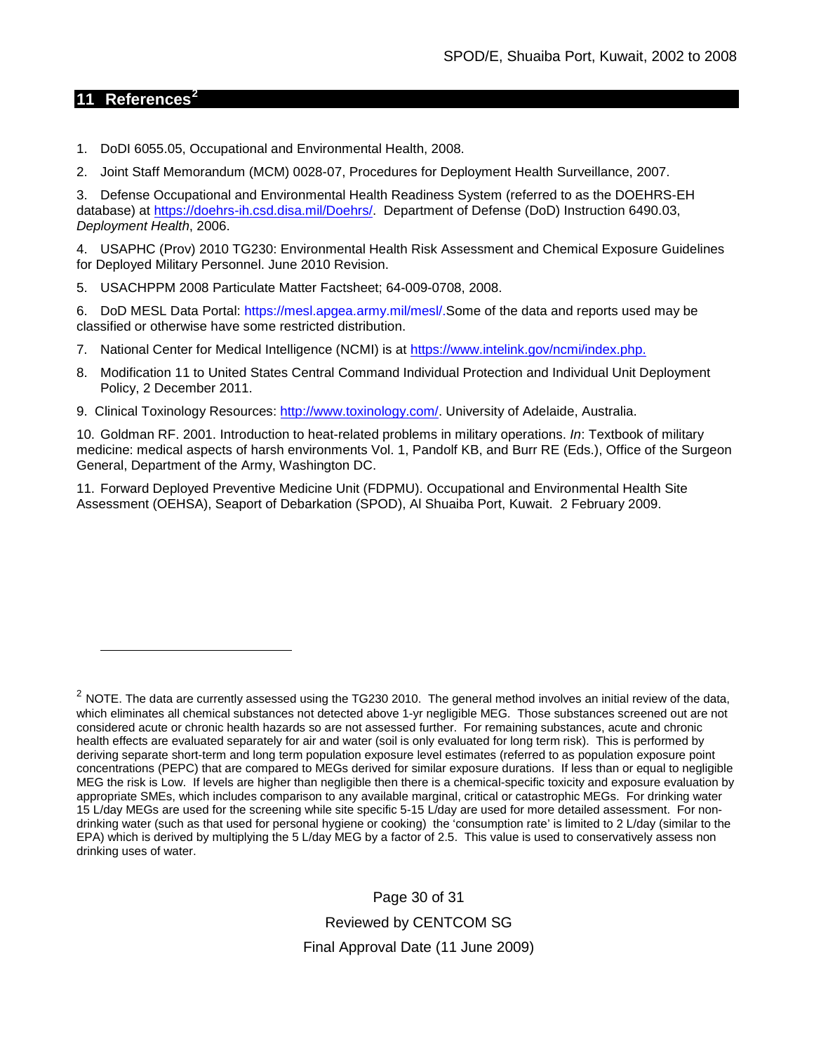## 11 References[2]

1. DoDI 6055.05, Occupational and Environmental Health, 2008.

2. Joint Staff Memorandum (MCM) 0028-07, Procedures for Deployment Health Surveillance, 2007.

3. Defense Occupational and Environmental Health Readiness System (referred to as the DOEHRS-EH database) at https://doehrs-ih.csd.disa.mil/Doehrs/. Department of Defense (DoD) Instruction 6490.03, *Deployment Health*, 2006.

4. USAPHC (Prov) 2010 TG230: Environmental Health Risk Assessment and Chemical Exposure Guidelines for Deployed Military Personnel. June 2010 Revision.

5. USACHPPM 2008 Particulate Matter Factsheet; 64-009-0708, 2008.

6. DoD MESL Data Portal: https://mesl.apgea.army.mil/mesl/.Some of the data and reports used may be classified or otherwise have some restricted distribution.

7. National Center for Medical Intelligence (NCMI) is at https://www.intelink.gov/ncmi/index.php.

8. Modification 11 to United States Central Command Individual Protection and Individual Unit Deployment Policy, 2 December 2011.

9. Clinical Toxinology Resources: http://www.toxinology.com/. University of Adelaide, Australia.

10. Goldman RF. 2001. Introduction to heat-related problems in military operations. *In*: Textbook of military medicine: medical aspects of harsh environments Vol. 1, Pandolf KB, and Burr RE (Eds.), Office of the Surgeon General, Department of the Army, Washington DC.

11. Forward Deployed Preventive Medicine Unit (FDPMU). Occupational and Environmental Health Site Assessment (OEHSA), Seaport of Debarkation (SPOD), Al Shuaiba Port, Kuwait. 2 February 2009.

---

[2] NOTE. The data are currently assessed using the TG230 2010. The general method involves an initial review of the data, which eliminates all chemical substances not detected above 1-yr negligible MEG. Those substances screened out are not considered acute or chronic health hazards so are not assessed further. For remaining substances, acute and chronic health effects are evaluated separately for air and water (soil is only evaluated for long term risk). This is performed by deriving separate short-term and long term population exposure level estimates (referred to as population exposure point concentrations (PEPC) that are compared to MEGs derived for similar exposure durations. If less than or equal to negligible MEG the risk is Low. If levels are higher than negligible then there is a chemical-specific toxicity and exposure evaluation by appropriate SMEs, which includes comparison to any available marginal, critical or catastrophic MEGs. For drinking water 15 L/day MEGs are used for the screening while site specific 5-15 L/day are used for more detailed assessment. For non-drinking water (such as that used for personal hygiene or cooking) the 'consumption rate' is limited to 2 L/day (similar to the EPA) which is derived by multiplying the 5 L/day MEG by a factor of 2.5. This value is used to conservatively assess non drinking uses of water.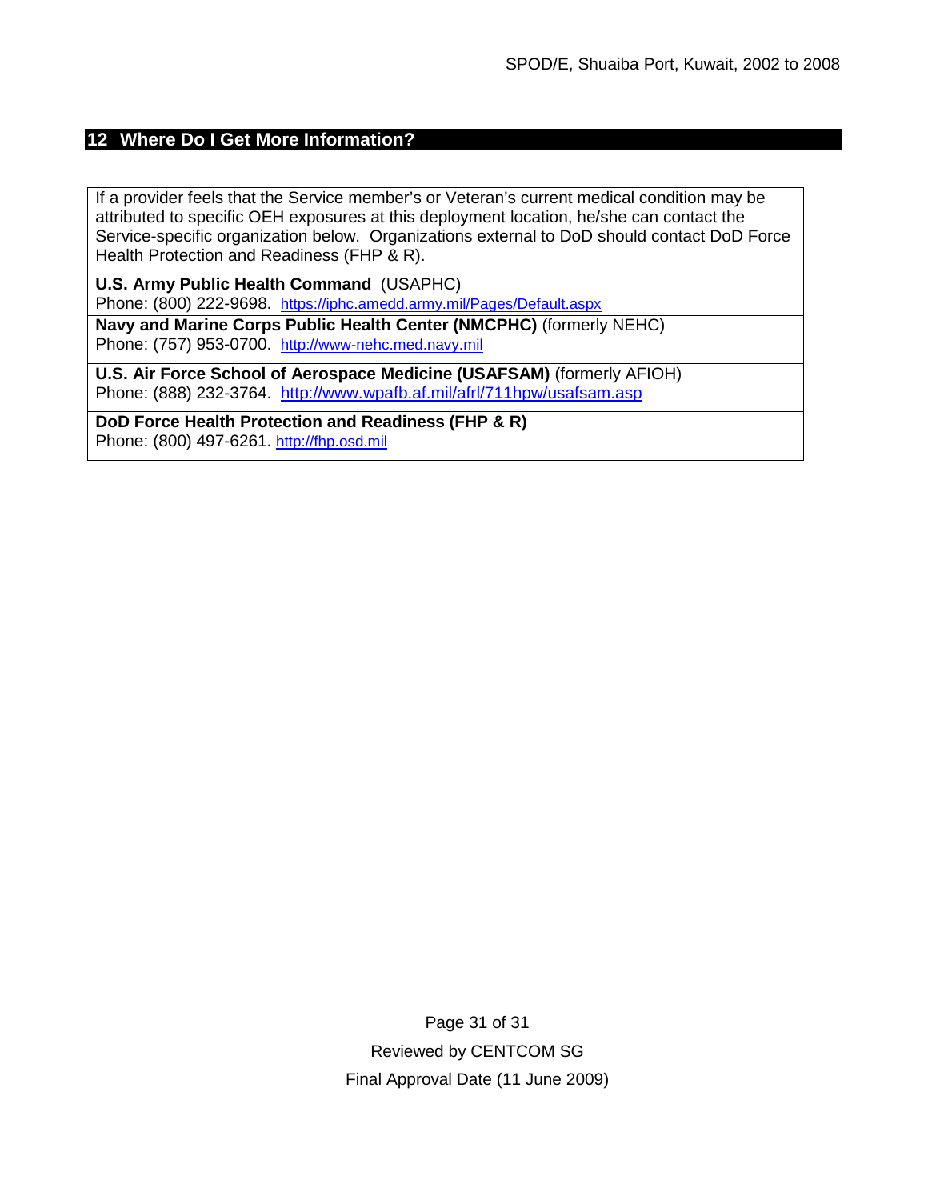## 12 Where Do I Get More Information?

| |
|---|
| If a provider feels that the Service member's or Veteran's current medical condition may be attributed to specific OEH exposures at this deployment location, he/she can contact the Service-specific organization below. Organizations external to DoD should contact DoD Force Health Protection and Readiness (FHP & R). |
| **U.S. Army Public Health Command** (USAPHC)<br>Phone: (800) 222-9698. https://iphc.amedd.army.mil/Pages/Default.aspx |
| **Navy and Marine Corps Public Health Center (NMCPHC)** (formerly NEHC)<br>Phone: (757) 953-0700. http://www-nehc.med.navy.mil |
| **U.S. Air Force School of Aerospace Medicine (USAFSAM)** (formerly AFIOH)<br>Phone: (888) 232-3764. http://www.wpafb.af.mil/afrl/711hpw/usafsam.asp |
| **DoD Force Health Protection and Readiness (FHP & R)**<br>Phone: (800) 497-6261. http://fhp.osd.mil |

Reviewed by CENTCOM SG

Final Approval Date (11 June 2009)